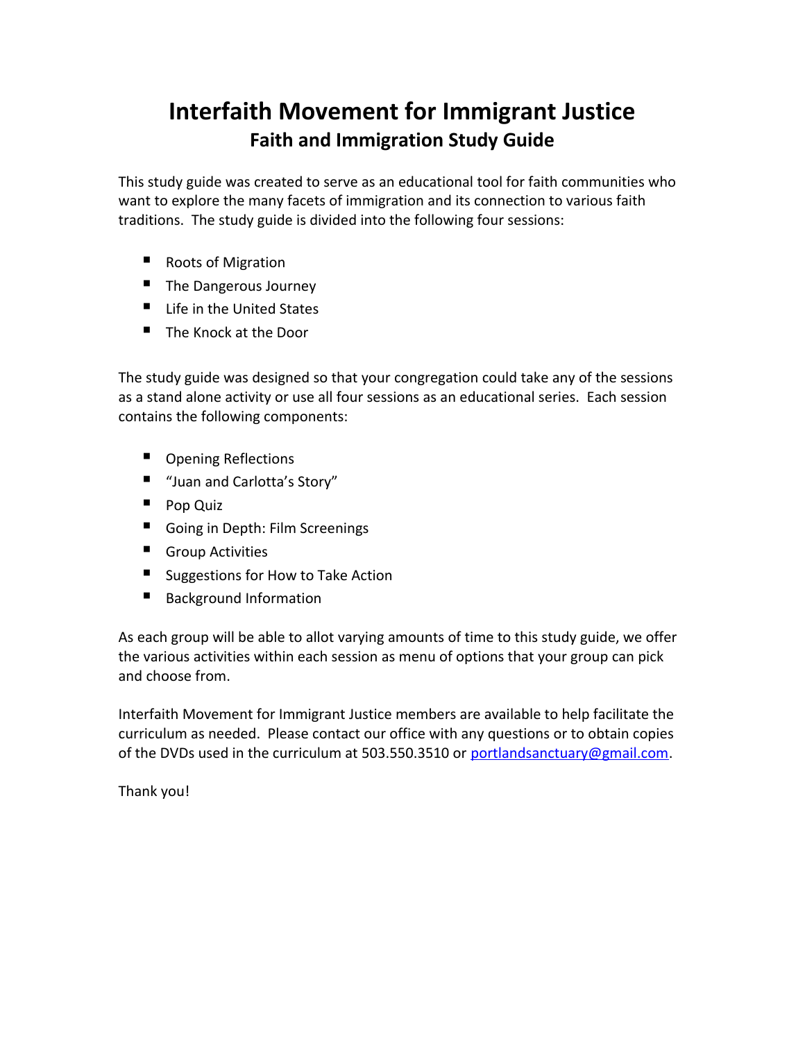# Interfaith Movement for Immigrant Justice

## Faith and Immigration Study Guide

This study guide was created to serve as an educational tool for faith communities who want to explore the many facets of immigration and its connection to various faith traditions. The study guide is divided into the following four sessions:

- Roots of Migration
- The Dangerous Journey
- Life in the United States
- The Knock at the Door

The study guide was designed so that your congregation could take any of the sessions as a stand alone activity or use all four sessions as an educational series. Each session contains the following components:

- Opening Reflections
- "Juan and Carlotta's Story"
- Pop Quiz
- Going in Depth: Film Screenings
- Group Activities
- Suggestions for How to Take Action
- Background Information

As each group will be able to allot varying amounts of time to this study guide, we offer the various activities within each session as menu of options that your group can pick and choose from.

Interfaith Movement for Immigrant Justice members are available to help facilitate the curriculum as needed. Please contact our office with any questions or to obtain copies of the DVDs used in the curriculum at 503.550.3510 or portlandsanctuary@gmail.com.

Thank you!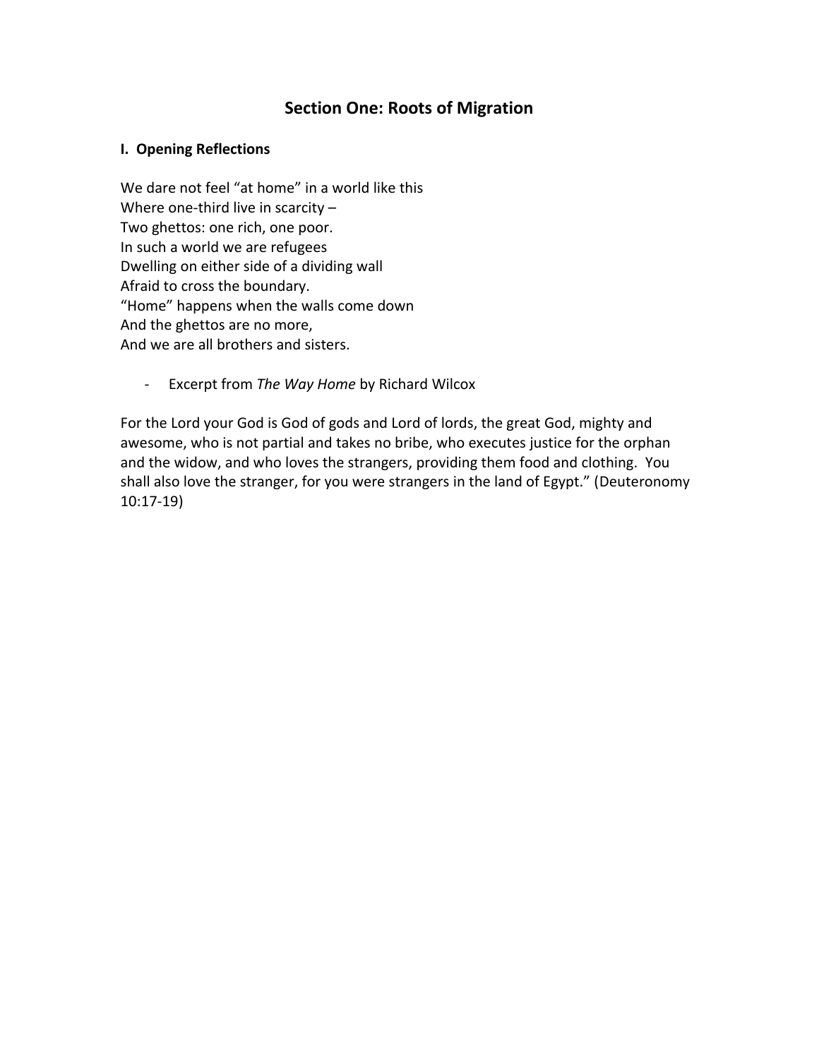# Section One: Roots of Migration

**I. Opening Reflections**

We dare not feel "at home" in a world like this  
Where one-third live in scarcity –  
Two ghettos: one rich, one poor.  
In such a world we are refugees  
Dwelling on either side of a dividing wall  
Afraid to cross the boundary.  
"Home" happens when the walls come down  
And the ghettos are no more,  
And we are all brothers and sisters.

- Excerpt from *The Way Home* by Richard Wilcox

For the Lord your God is God of gods and Lord of lords, the great God, mighty and awesome, who is not partial and takes no bribe, who executes justice for the orphan and the widow, and who loves the strangers, providing them food and clothing. You shall also love the stranger, for you were strangers in the land of Egypt." (Deuteronomy 10:17-19)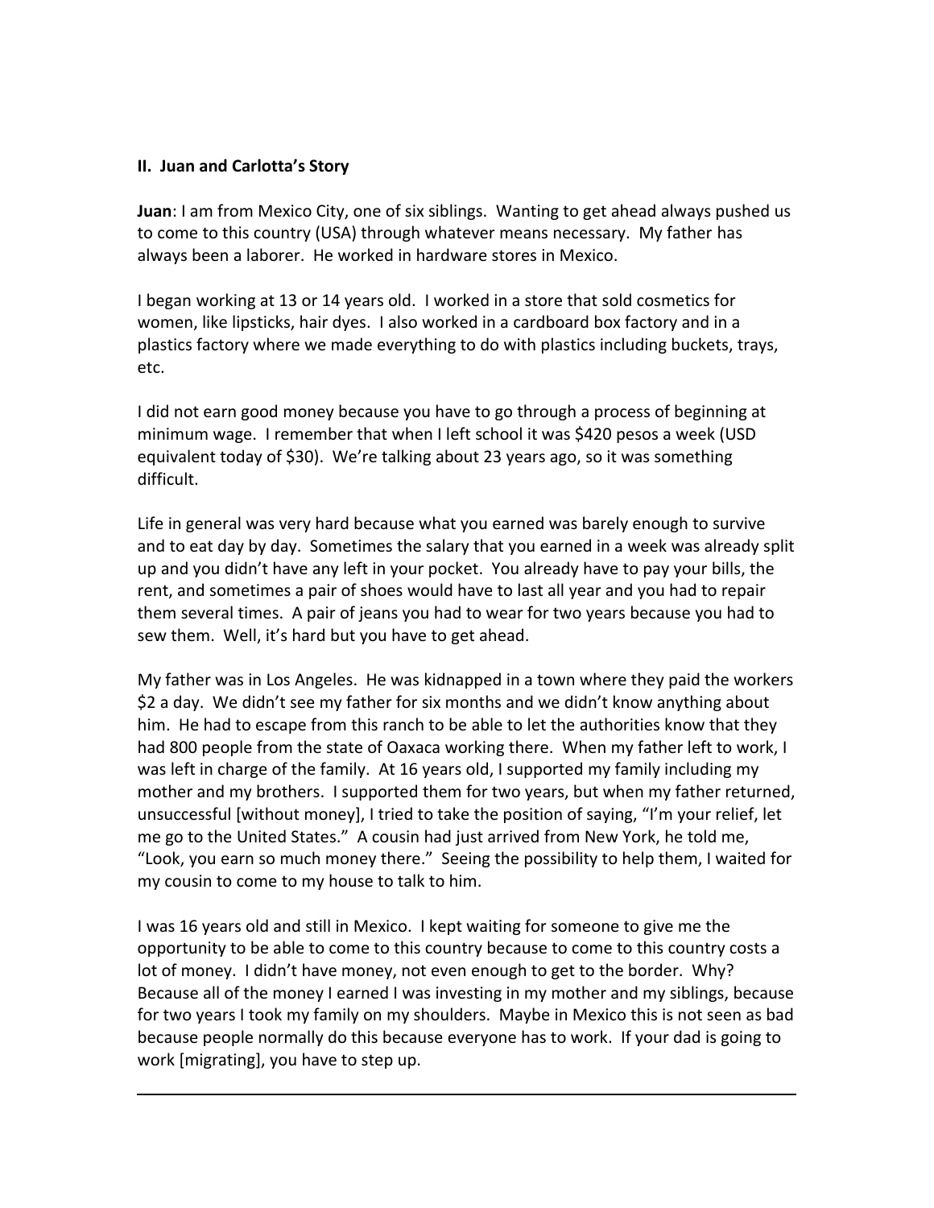### II. Juan and Carlotta's Story

**Juan**: I am from Mexico City, one of six siblings. Wanting to get ahead always pushed us to come to this country (USA) through whatever means necessary. My father has always been a laborer. He worked in hardware stores in Mexico.

I began working at 13 or 14 years old. I worked in a store that sold cosmetics for women, like lipsticks, hair dyes. I also worked in a cardboard box factory and in a plastics factory where we made everything to do with plastics including buckets, trays, etc.

I did not earn good money because you have to go through a process of beginning at minimum wage. I remember that when I left school it was $420 pesos a week (USD equivalent today of $30). We're talking about 23 years ago, so it was something difficult.

Life in general was very hard because what you earned was barely enough to survive and to eat day by day. Sometimes the salary that you earned in a week was already split up and you didn't have any left in your pocket. You already have to pay your bills, the rent, and sometimes a pair of shoes would have to last all year and you had to repair them several times. A pair of jeans you had to wear for two years because you had to sew them. Well, it's hard but you have to get ahead.

My father was in Los Angeles. He was kidnapped in a town where they paid the workers $2 a day. We didn't see my father for six months and we didn't know anything about him. He had to escape from this ranch to be able to let the authorities know that they had 800 people from the state of Oaxaca working there. When my father left to work, I was left in charge of the family. At 16 years old, I supported my family including my mother and my brothers. I supported them for two years, but when my father returned, unsuccessful [without money], I tried to take the position of saying, "I'm your relief, let me go to the United States." A cousin had just arrived from New York, he told me, "Look, you earn so much money there." Seeing the possibility to help them, I waited for my cousin to come to my house to talk to him.

I was 16 years old and still in Mexico. I kept waiting for someone to give me the opportunity to be able to come to this country because to come to this country costs a lot of money. I didn't have money, not even enough to get to the border. Why? Because all of the money I earned I was investing in my mother and my siblings, because for two years I took my family on my shoulders. Maybe in Mexico this is not seen as bad because people normally do this because everyone has to work. If your dad is going to work [migrating], you have to step up.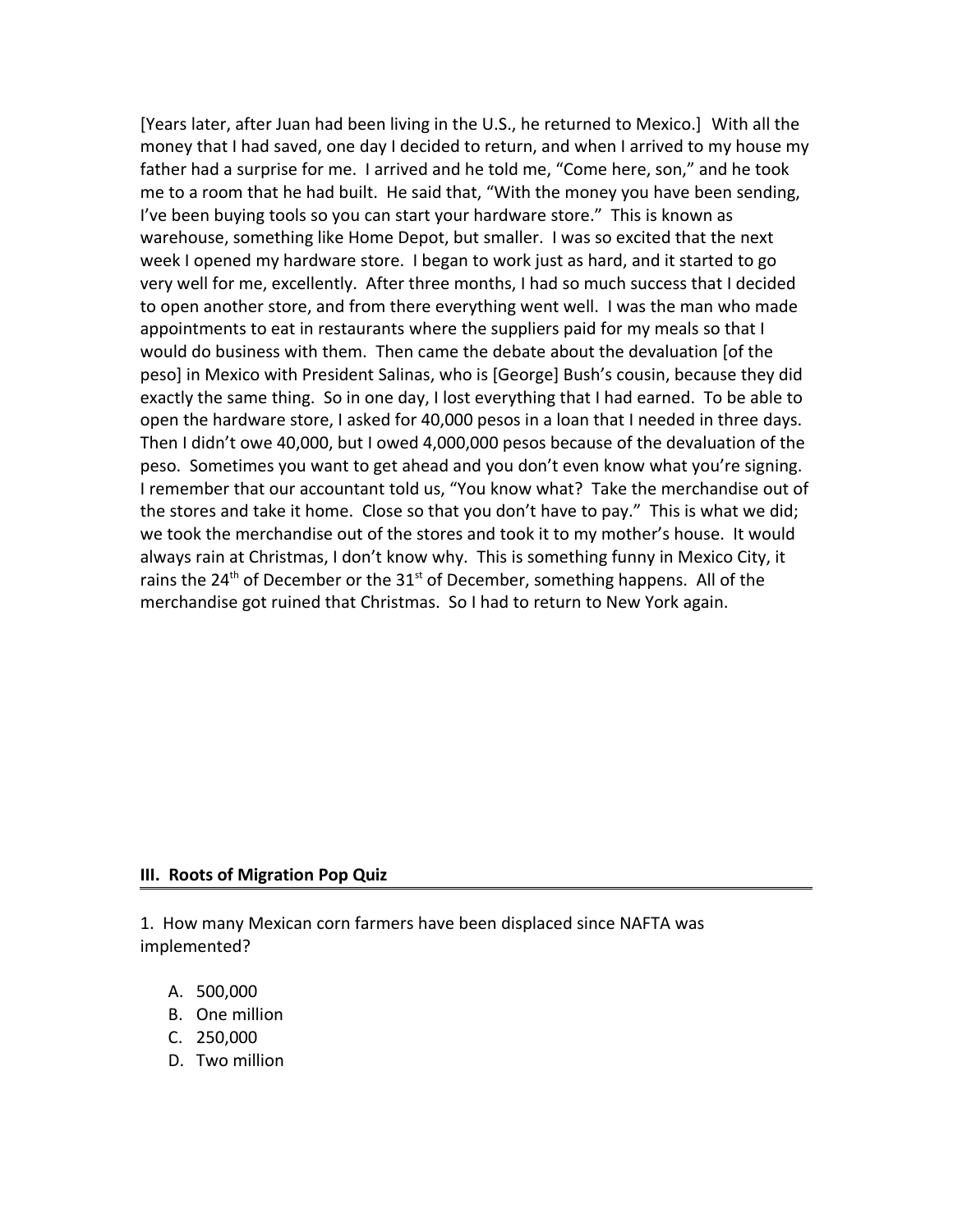[Years later, after Juan had been living in the U.S., he returned to Mexico.] With all the money that I had saved, one day I decided to return, and when I arrived to my house my father had a surprise for me. I arrived and he told me, "Come here, son," and he took me to a room that he had built. He said that, "With the money you have been sending, I've been buying tools so you can start your hardware store." This is known as warehouse, something like Home Depot, but smaller. I was so excited that the next week I opened my hardware store. I began to work just as hard, and it started to go very well for me, excellently. After three months, I had so much success that I decided to open another store, and from there everything went well. I was the man who made appointments to eat in restaurants where the suppliers paid for my meals so that I would do business with them. Then came the debate about the devaluation [of the peso] in Mexico with President Salinas, who is [George] Bush's cousin, because they did exactly the same thing. So in one day, I lost everything that I had earned. To be able to open the hardware store, I asked for 40,000 pesos in a loan that I needed in three days. Then I didn't owe 40,000, but I owed 4,000,000 pesos because of the devaluation of the peso. Sometimes you want to get ahead and you don't even know what you're signing. I remember that our accountant told us, "You know what? Take the merchandise out of the stores and take it home. Close so that you don't have to pay." This is what we did; we took the merchandise out of the stores and took it to my mother's house. It would always rain at Christmas, I don't know why. This is something funny in Mexico City, it rains the 24th of December or the 31st of December, something happens. All of the merchandise got ruined that Christmas. So I had to return to New York again.

## III. Roots of Migration Pop Quiz

1. How many Mexican corn farmers have been displaced since NAFTA was implemented?

   A. 500,000
   B. One million
   C. 250,000
   D. Two million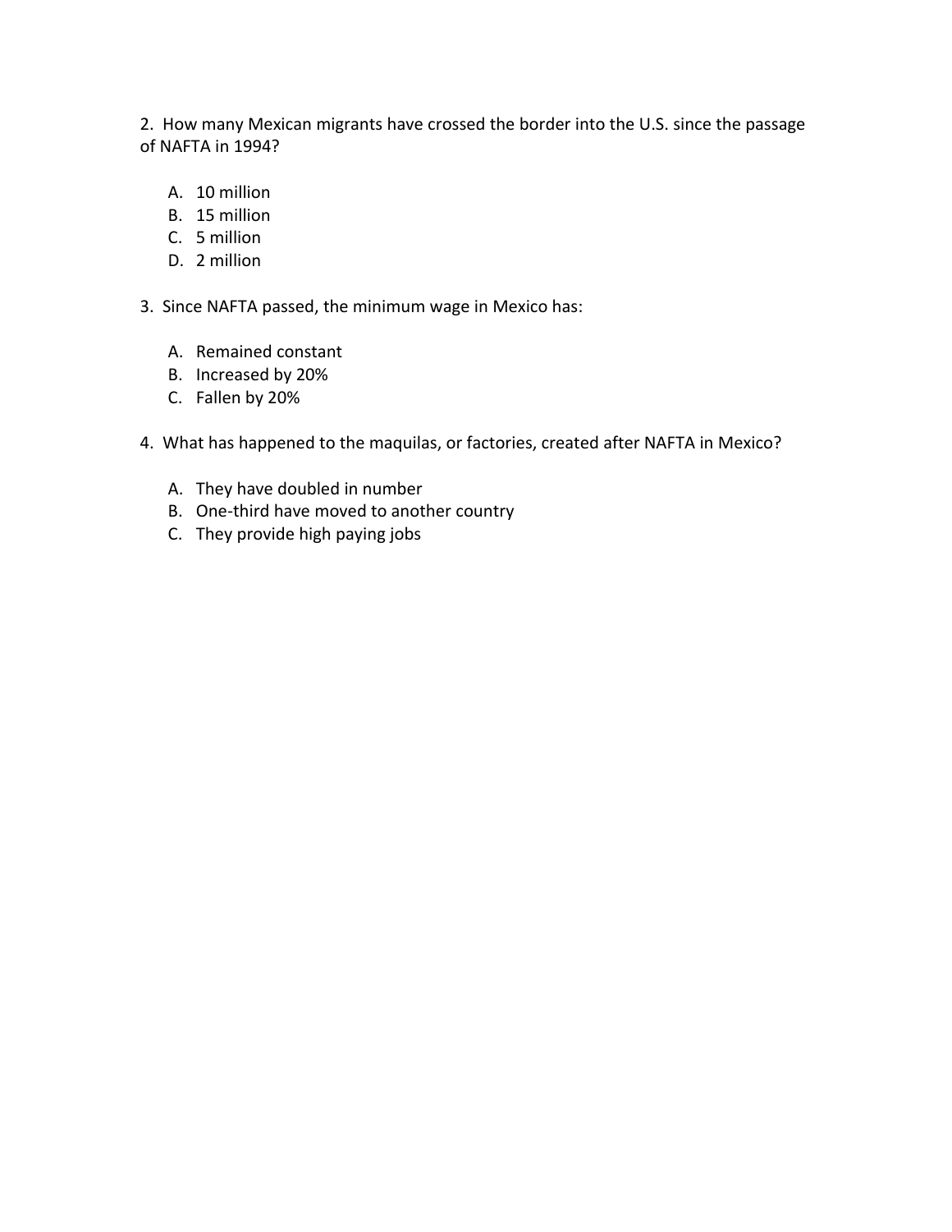2. How many Mexican migrants have crossed the border into the U.S. since the passage of NAFTA in 1994?

A. 10 million
B. 15 million
C. 5 million
D. 2 million

3. Since NAFTA passed, the minimum wage in Mexico has:

A. Remained constant
B. Increased by 20%
C. Fallen by 20%

4. What has happened to the maquilas, or factories, created after NAFTA in Mexico?

A. They have doubled in number
B. One-third have moved to another country
C. They provide high paying jobs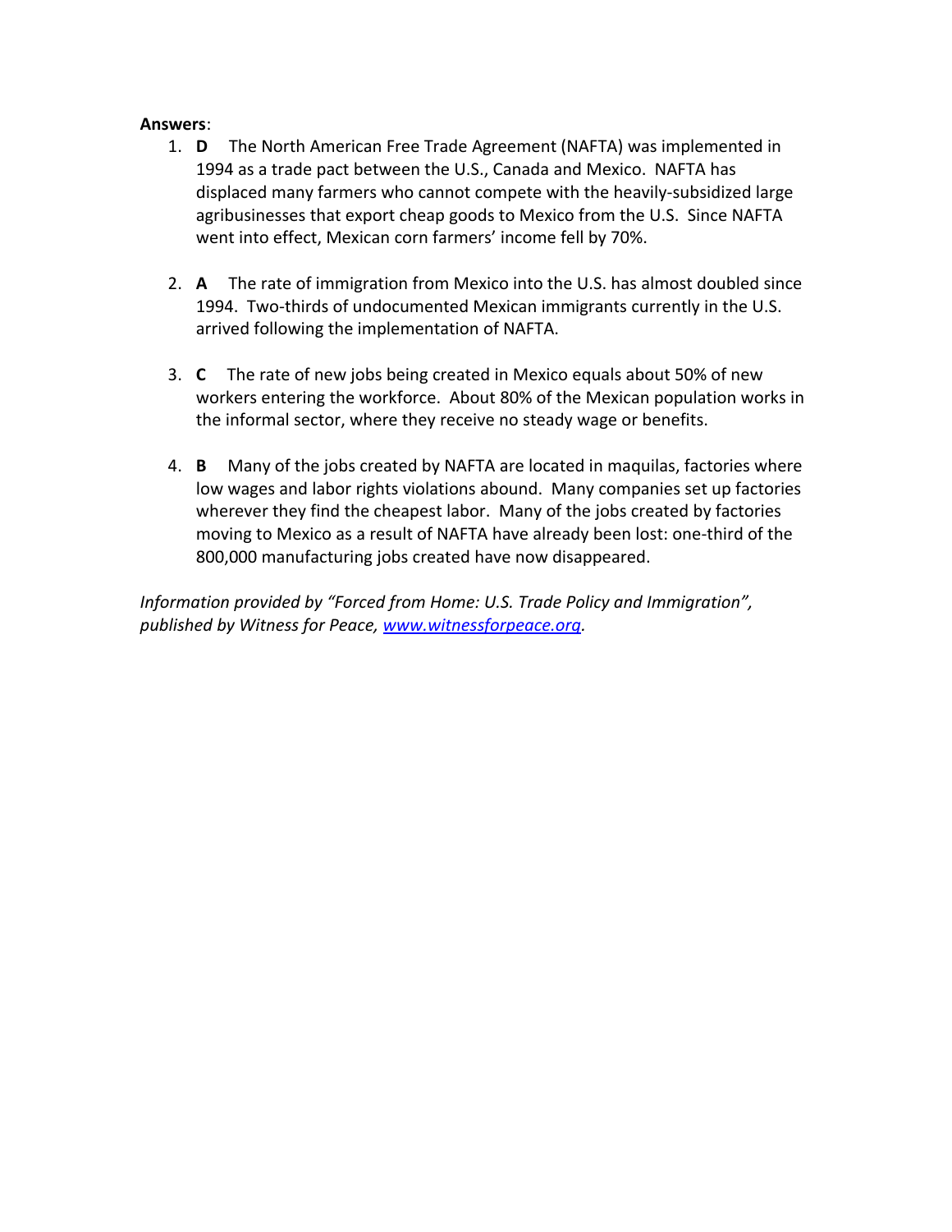**Answers**:

1. **D** The North American Free Trade Agreement (NAFTA) was implemented in 1994 as a trade pact between the U.S., Canada and Mexico. NAFTA has displaced many farmers who cannot compete with the heavily-subsidized large agribusinesses that export cheap goods to Mexico from the U.S. Since NAFTA went into effect, Mexican corn farmers' income fell by 70%.

2. **A** The rate of immigration from Mexico into the U.S. has almost doubled since 1994. Two-thirds of undocumented Mexican immigrants currently in the U.S. arrived following the implementation of NAFTA.

3. **C** The rate of new jobs being created in Mexico equals about 50% of new workers entering the workforce. About 80% of the Mexican population works in the informal sector, where they receive no steady wage or benefits.

4. **B** Many of the jobs created by NAFTA are located in maquilas, factories where low wages and labor rights violations abound. Many companies set up factories wherever they find the cheapest labor. Many of the jobs created by factories moving to Mexico as a result of NAFTA have already been lost: one-third of the 800,000 manufacturing jobs created have now disappeared.

*Information provided by "Forced from Home: U.S. Trade Policy and Immigration", published by Witness for Peace, [www.witnessforpeace.org](http://www.witnessforpeace.org).*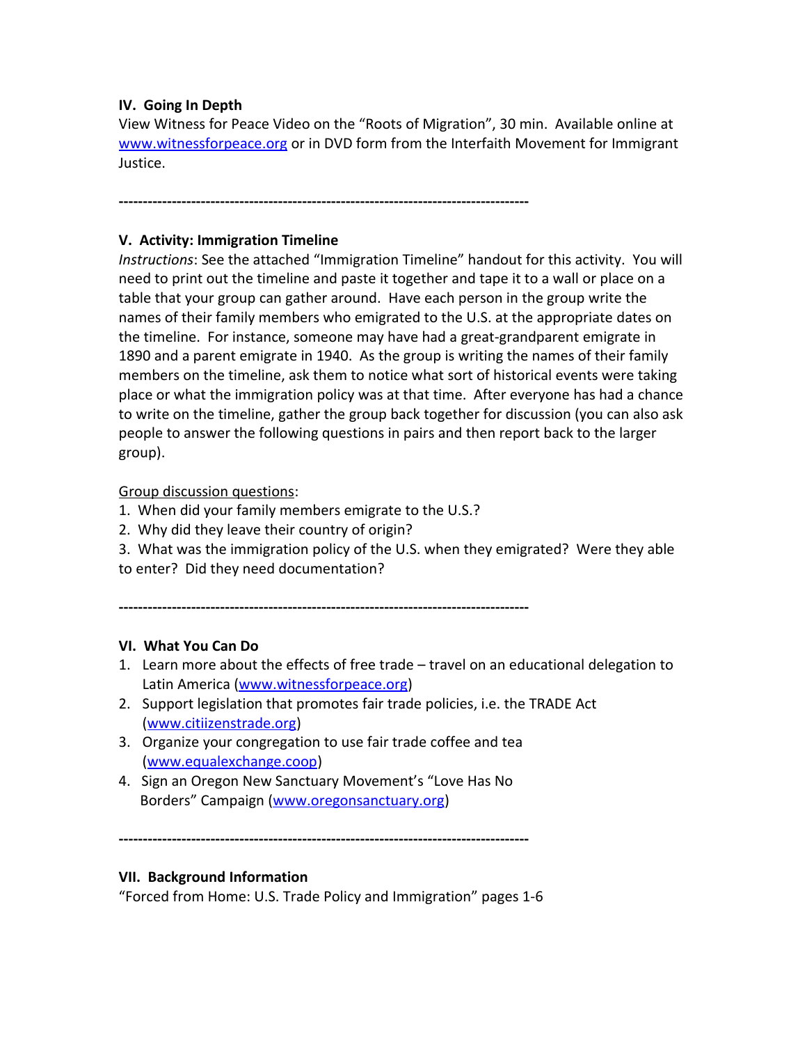**IV. Going In Depth**

View Witness for Peace Video on the "Roots of Migration", 30 min. Available online at www.witnessforpeace.org or in DVD form from the Interfaith Movement for Immigrant Justice.

------------------------------------------------------------------------------------

**V. Activity: Immigration Timeline**

*Instructions*: See the attached "Immigration Timeline" handout for this activity. You will need to print out the timeline and paste it together and tape it to a wall or place on a table that your group can gather around. Have each person in the group write the names of their family members who emigrated to the U.S. at the appropriate dates on the timeline. For instance, someone may have had a great-grandparent emigrate in 1890 and a parent emigrate in 1940. As the group is writing the names of their family members on the timeline, ask them to notice what sort of historical events were taking place or what the immigration policy was at that time. After everyone has had a chance to write on the timeline, gather the group back together for discussion (you can also ask people to answer the following questions in pairs and then report back to the larger group).

Group discussion questions:

1. When did your family members emigrate to the U.S.?
2. Why did they leave their country of origin?
3. What was the immigration policy of the U.S. when they emigrated? Were they able to enter? Did they need documentation?

------------------------------------------------------------------------------------

**VI. What You Can Do**

1. Learn more about the effects of free trade – travel on an educational delegation to Latin America (www.witnessforpeace.org)
2. Support legislation that promotes fair trade policies, i.e. the TRADE Act (www.citiizenstrade.org)
3. Organize your congregation to use fair trade coffee and tea (www.equalexchange.coop)
4. Sign an Oregon New Sanctuary Movement's "Love Has No Borders" Campaign (www.oregonsanctuary.org)

------------------------------------------------------------------------------------

**VII. Background Information**

"Forced from Home: U.S. Trade Policy and Immigration" pages 1-6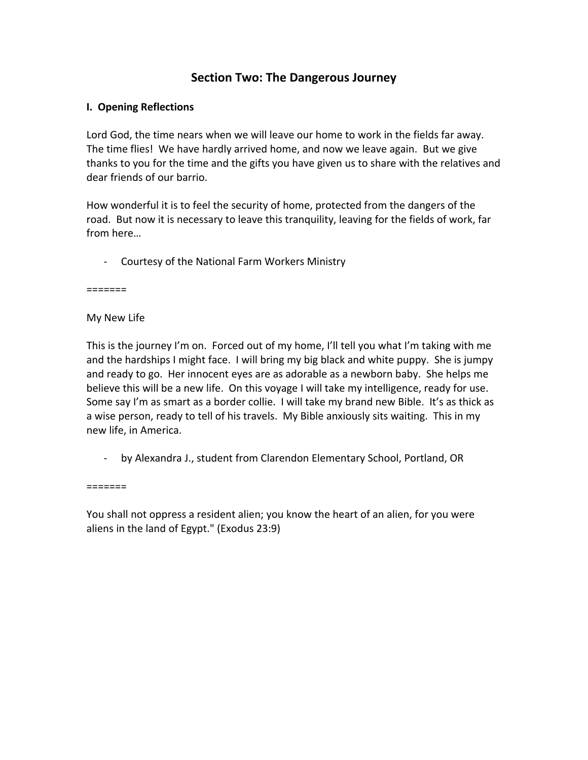## Section Two: The Dangerous Journey

**I. Opening Reflections**

Lord God, the time nears when we will leave our home to work in the fields far away. The time flies! We have hardly arrived home, and now we leave again. But we give thanks to you for the time and the gifts you have given us to share with the relatives and dear friends of our barrio.

How wonderful it is to feel the security of home, protected from the dangers of the road. But now it is necessary to leave this tranquility, leaving for the fields of work, far from here…

- Courtesy of the National Farm Workers Ministry

=======

My New Life

This is the journey I'm on. Forced out of my home, I'll tell you what I'm taking with me and the hardships I might face. I will bring my big black and white puppy. She is jumpy and ready to go. Her innocent eyes are as adorable as a newborn baby. She helps me believe this will be a new life. On this voyage I will take my intelligence, ready for use. Some say I'm as smart as a border collie. I will take my brand new Bible. It's as thick as a wise person, ready to tell of his travels. My Bible anxiously sits waiting. This in my new life, in America.

- by Alexandra J., student from Clarendon Elementary School, Portland, OR

=======

You shall not oppress a resident alien; you know the heart of an alien, for you were aliens in the land of Egypt." (Exodus 23:9)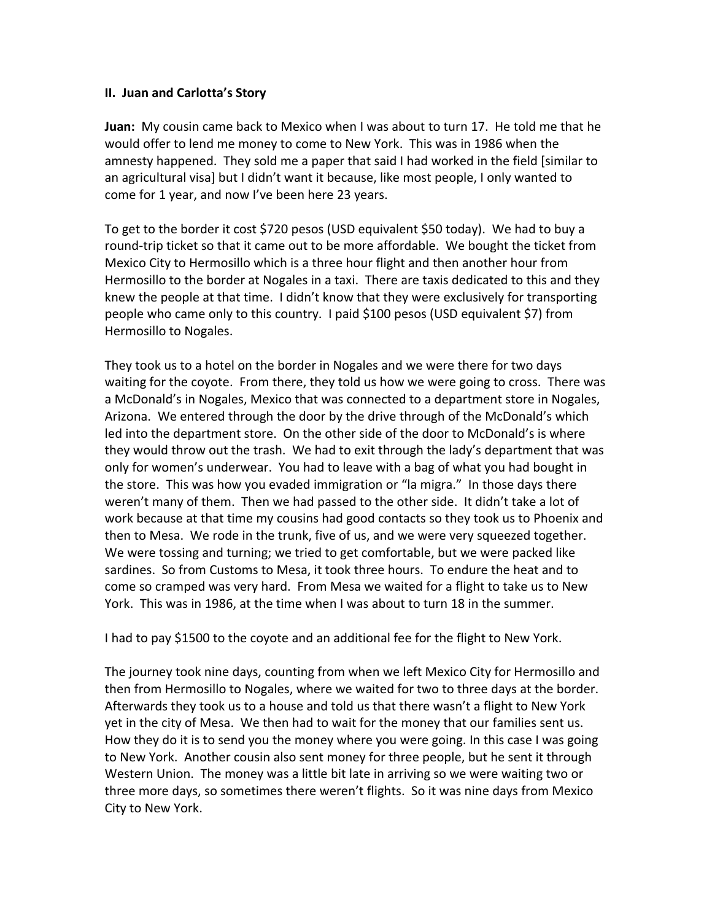**II. Juan and Carlotta's Story**

**Juan:** My cousin came back to Mexico when I was about to turn 17. He told me that he would offer to lend me money to come to New York. This was in 1986 when the amnesty happened. They sold me a paper that said I had worked in the field [similar to an agricultural visa] but I didn't want it because, like most people, I only wanted to come for 1 year, and now I've been here 23 years.

To get to the border it cost $720 pesos (USD equivalent $50 today). We had to buy a round-trip ticket so that it came out to be more affordable. We bought the ticket from Mexico City to Hermosillo which is a three hour flight and then another hour from Hermosillo to the border at Nogales in a taxi. There are taxis dedicated to this and they knew the people at that time. I didn't know that they were exclusively for transporting people who came only to this country. I paid $100 pesos (USD equivalent $7) from Hermosillo to Nogales.

They took us to a hotel on the border in Nogales and we were there for two days waiting for the coyote. From there, they told us how we were going to cross. There was a McDonald's in Nogales, Mexico that was connected to a department store in Nogales, Arizona. We entered through the door by the drive through of the McDonald's which led into the department store. On the other side of the door to McDonald's is where they would throw out the trash. We had to exit through the lady's department that was only for women's underwear. You had to leave with a bag of what you had bought in the store. This was how you evaded immigration or "la migra." In those days there weren't many of them. Then we had passed to the other side. It didn't take a lot of work because at that time my cousins had good contacts so they took us to Phoenix and then to Mesa. We rode in the trunk, five of us, and we were very squeezed together. We were tossing and turning; we tried to get comfortable, but we were packed like sardines. So from Customs to Mesa, it took three hours. To endure the heat and to come so cramped was very hard. From Mesa we waited for a flight to take us to New York. This was in 1986, at the time when I was about to turn 18 in the summer.

I had to pay $1500 to the coyote and an additional fee for the flight to New York.

The journey took nine days, counting from when we left Mexico City for Hermosillo and then from Hermosillo to Nogales, where we waited for two to three days at the border. Afterwards they took us to a house and told us that there wasn't a flight to New York yet in the city of Mesa. We then had to wait for the money that our families sent us. How they do it is to send you the money where you were going. In this case I was going to New York. Another cousin also sent money for three people, but he sent it through Western Union. The money was a little bit late in arriving so we were waiting two or three more days, so sometimes there weren't flights. So it was nine days from Mexico City to New York.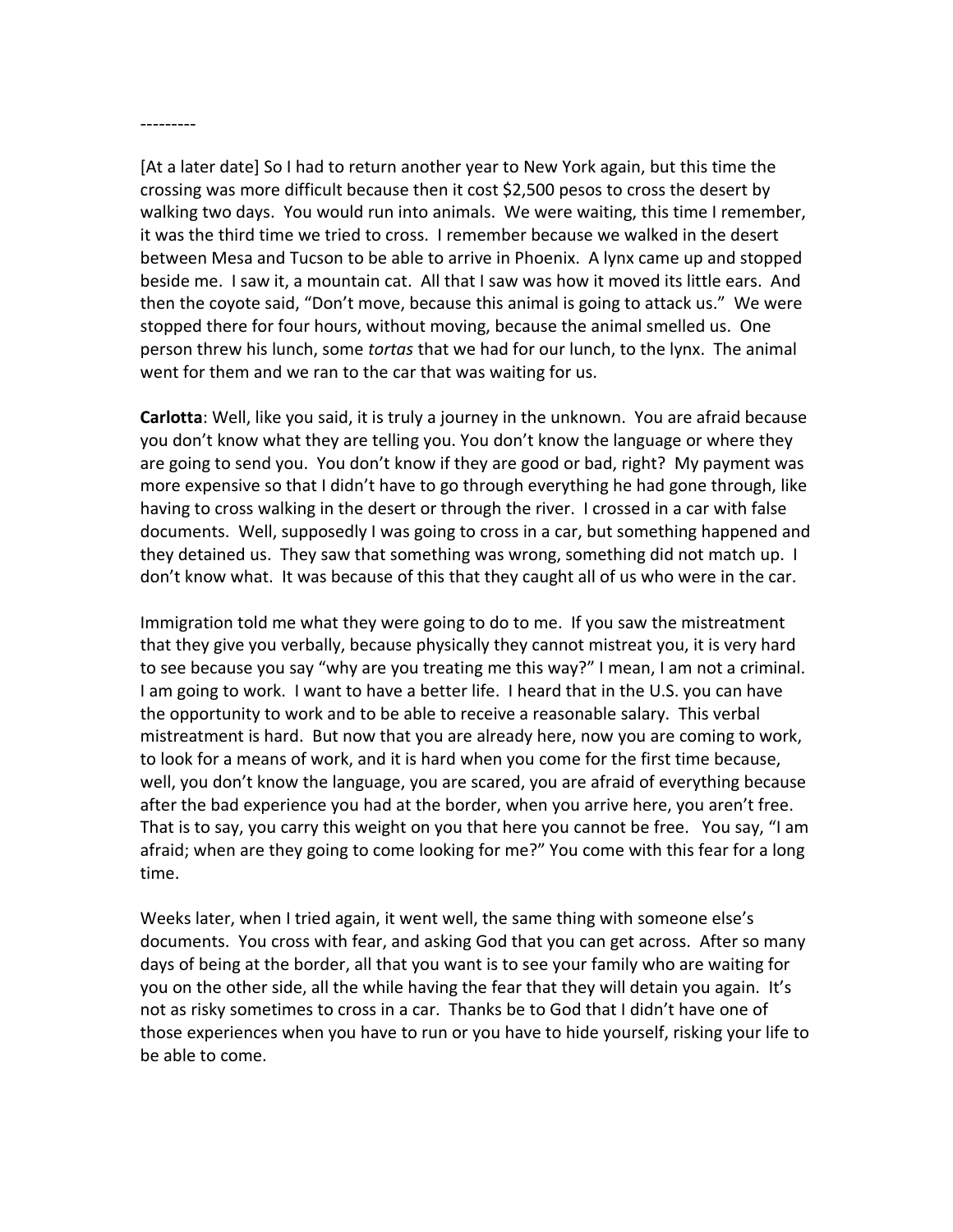---------

[At a later date] So I had to return another year to New York again, but this time the crossing was more difficult because then it cost $2,500 pesos to cross the desert by walking two days. You would run into animals. We were waiting, this time I remember, it was the third time we tried to cross. I remember because we walked in the desert between Mesa and Tucson to be able to arrive in Phoenix. A lynx came up and stopped beside me. I saw it, a mountain cat. All that I saw was how it moved its little ears. And then the coyote said, "Don't move, because this animal is going to attack us." We were stopped there for four hours, without moving, because the animal smelled us. One person threw his lunch, some *tortas* that we had for our lunch, to the lynx. The animal went for them and we ran to the car that was waiting for us.

**Carlotta**: Well, like you said, it is truly a journey in the unknown. You are afraid because you don't know what they are telling you. You don't know the language or where they are going to send you. You don't know if they are good or bad, right? My payment was more expensive so that I didn't have to go through everything he had gone through, like having to cross walking in the desert or through the river. I crossed in a car with false documents. Well, supposedly I was going to cross in a car, but something happened and they detained us. They saw that something was wrong, something did not match up. I don't know what. It was because of this that they caught all of us who were in the car.

Immigration told me what they were going to do to me. If you saw the mistreatment that they give you verbally, because physically they cannot mistreat you, it is very hard to see because you say "why are you treating me this way?" I mean, I am not a criminal. I am going to work. I want to have a better life. I heard that in the U.S. you can have the opportunity to work and to be able to receive a reasonable salary. This verbal mistreatment is hard. But now that you are already here, now you are coming to work, to look for a means of work, and it is hard when you come for the first time because, well, you don't know the language, you are scared, you are afraid of everything because after the bad experience you had at the border, when you arrive here, you aren't free. That is to say, you carry this weight on you that here you cannot be free. You say, "I am afraid; when are they going to come looking for me?" You come with this fear for a long time.

Weeks later, when I tried again, it went well, the same thing with someone else's documents. You cross with fear, and asking God that you can get across. After so many days of being at the border, all that you want is to see your family who are waiting for you on the other side, all the while having the fear that they will detain you again. It's not as risky sometimes to cross in a car. Thanks be to God that I didn't have one of those experiences when you have to run or you have to hide yourself, risking your life to be able to come.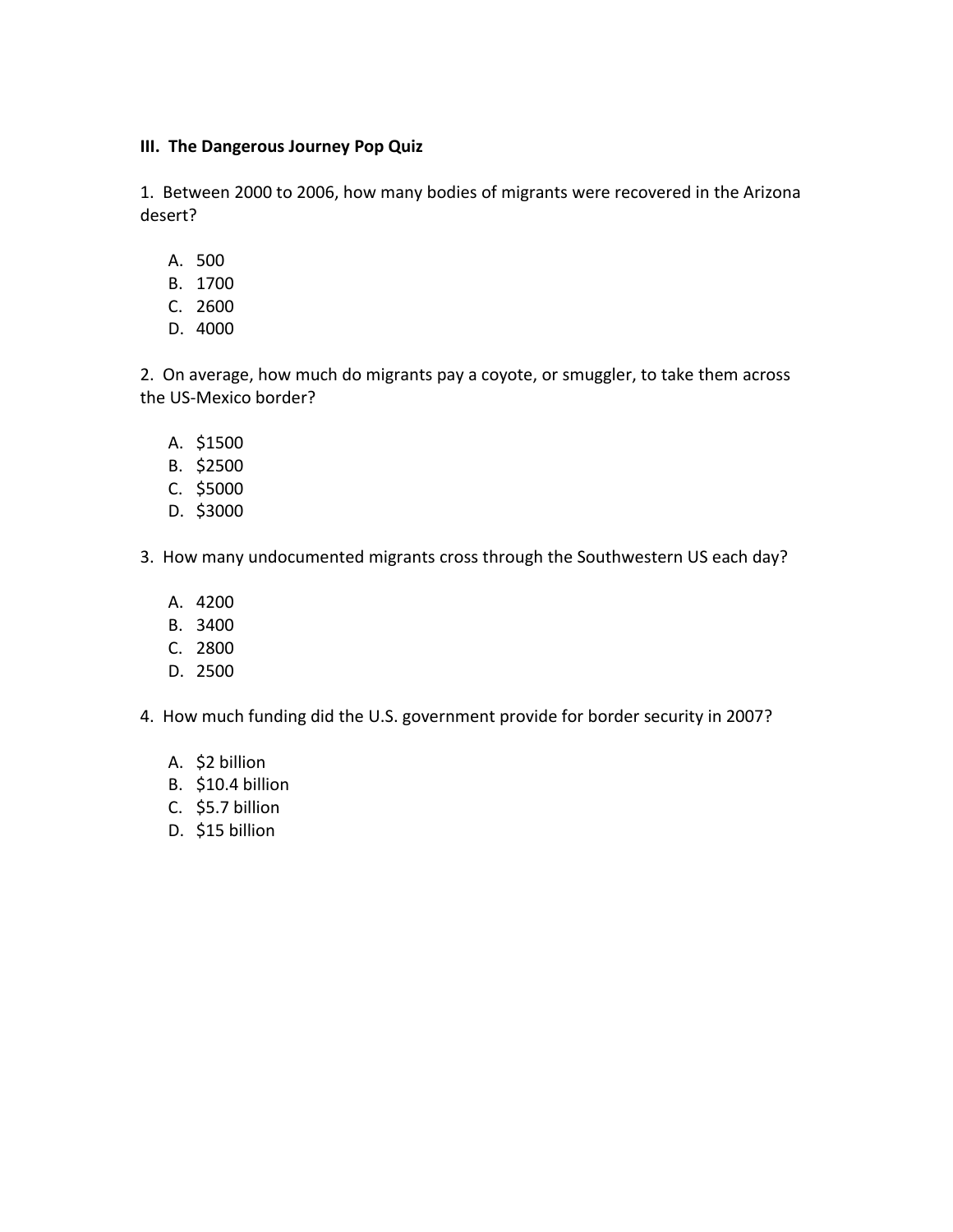### III. The Dangerous Journey Pop Quiz

1. Between 2000 to 2006, how many bodies of migrants were recovered in the Arizona desert?

   A. 500
   B. 1700
   C. 2600
   D. 4000

2. On average, how much do migrants pay a coyote, or smuggler, to take them across the US-Mexico border?

   A. $1500
   B. $2500
   C. $5000
   D. $3000

3. How many undocumented migrants cross through the Southwestern US each day?

   A. 4200
   B. 3400
   C. 2800
   D. 2500

4. How much funding did the U.S. government provide for border security in 2007?

   A. $2 billion
   B. $10.4 billion
   C. $5.7 billion
   D. $15 billion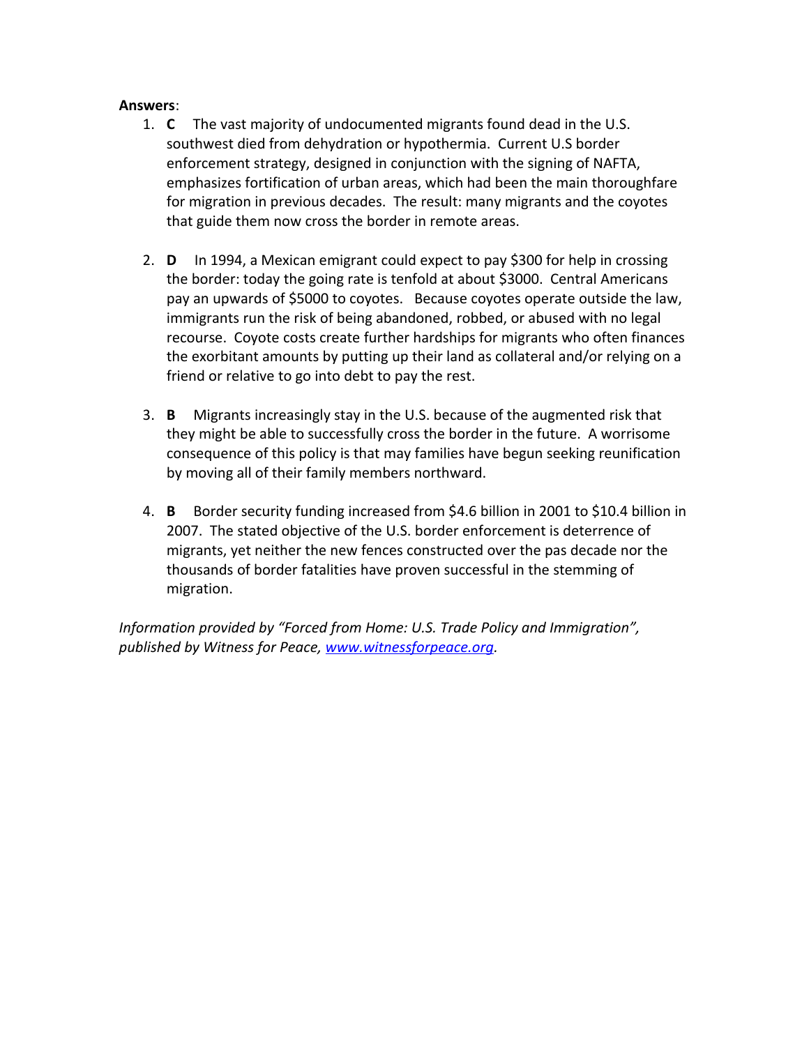**Answers**:

1. **C** The vast majority of undocumented migrants found dead in the U.S. southwest died from dehydration or hypothermia. Current U.S border enforcement strategy, designed in conjunction with the signing of NAFTA, emphasizes fortification of urban areas, which had been the main thoroughfare for migration in previous decades. The result: many migrants and the coyotes that guide them now cross the border in remote areas.

2. **D** In 1994, a Mexican emigrant could expect to pay $300 for help in crossing the border: today the going rate is tenfold at about $3000. Central Americans pay an upwards of $5000 to coyotes. Because coyotes operate outside the law, immigrants run the risk of being abandoned, robbed, or abused with no legal recourse. Coyote costs create further hardships for migrants who often finances the exorbitant amounts by putting up their land as collateral and/or relying on a friend or relative to go into debt to pay the rest.

3. **B** Migrants increasingly stay in the U.S. because of the augmented risk that they might be able to successfully cross the border in the future. A worrisome consequence of this policy is that may families have begun seeking reunification by moving all of their family members northward.

4. **B** Border security funding increased from $4.6 billion in 2001 to $10.4 billion in 2007. The stated objective of the U.S. border enforcement is deterrence of migrants, yet neither the new fences constructed over the pas decade nor the thousands of border fatalities have proven successful in the stemming of migration.

*Information provided by "Forced from Home: U.S. Trade Policy and Immigration", published by Witness for Peace, [www.witnessforpeace.org](http://www.witnessforpeace.org).*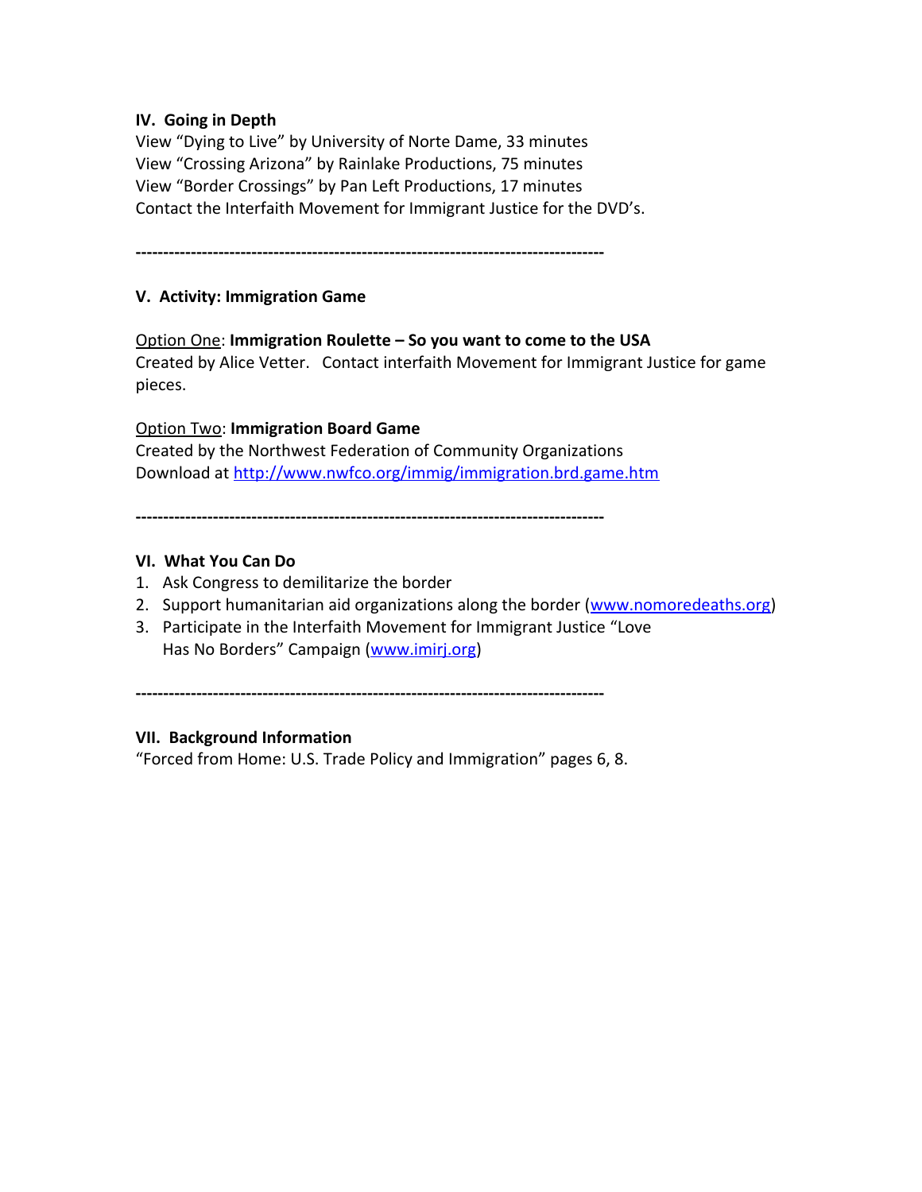## IV. Going in Depth

View "Dying to Live" by University of Norte Dame, 33 minutes
View "Crossing Arizona" by Rainlake Productions, 75 minutes
View "Border Crossings" by Pan Left Productions, 17 minutes
Contact the Interfaith Movement for Immigrant Justice for the DVD's.

---

## V. Activity: Immigration Game

Option One: **Immigration Roulette – So you want to come to the USA**
Created by Alice Vetter. Contact interfaith Movement for Immigrant Justice for game pieces.

Option Two: **Immigration Board Game**
Created by the Northwest Federation of Community Organizations
Download at http://www.nwfco.org/immig/immigration.brd.game.htm

---

## VI. What You Can Do

1. Ask Congress to demilitarize the border
2. Support humanitarian aid organizations along the border (www.nomoredeaths.org)
3. Participate in the Interfaith Movement for Immigrant Justice "Love Has No Borders" Campaign (www.imirj.org)

---

## VII. Background Information

"Forced from Home: U.S. Trade Policy and Immigration" pages 6, 8.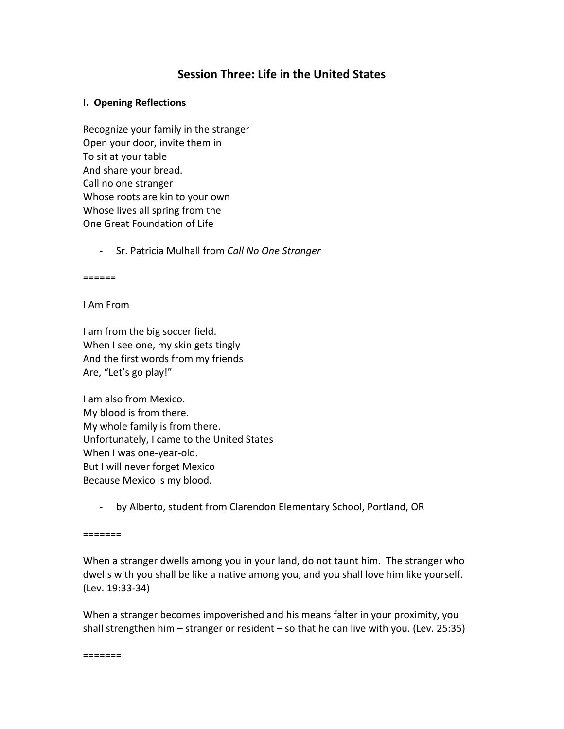# Session Three: Life in the United States

**I. Opening Reflections**

Recognize your family in the stranger  
Open your door, invite them in  
To sit at your table  
And share your bread.  
Call no one stranger  
Whose roots are kin to your own  
Whose lives all spring from the  
One Great Foundation of Life

- Sr. Patricia Mulhall from *Call No One Stranger*

======

I Am From

I am from the big soccer field.  
When I see one, my skin gets tingly  
And the first words from my friends  
Are, "Let's go play!"

I am also from Mexico.  
My blood is from there.  
My whole family is from there.  
Unfortunately, I came to the United States  
When I was one-year-old.  
But I will never forget Mexico  
Because Mexico is my blood.

- by Alberto, student from Clarendon Elementary School, Portland, OR

=======

When a stranger dwells among you in your land, do not taunt him. The stranger who dwells with you shall be like a native among you, and you shall love him like yourself. (Lev. 19:33-34)

When a stranger becomes impoverished and his means falter in your proximity, you shall strengthen him – stranger or resident – so that he can live with you. (Lev. 25:35)

=======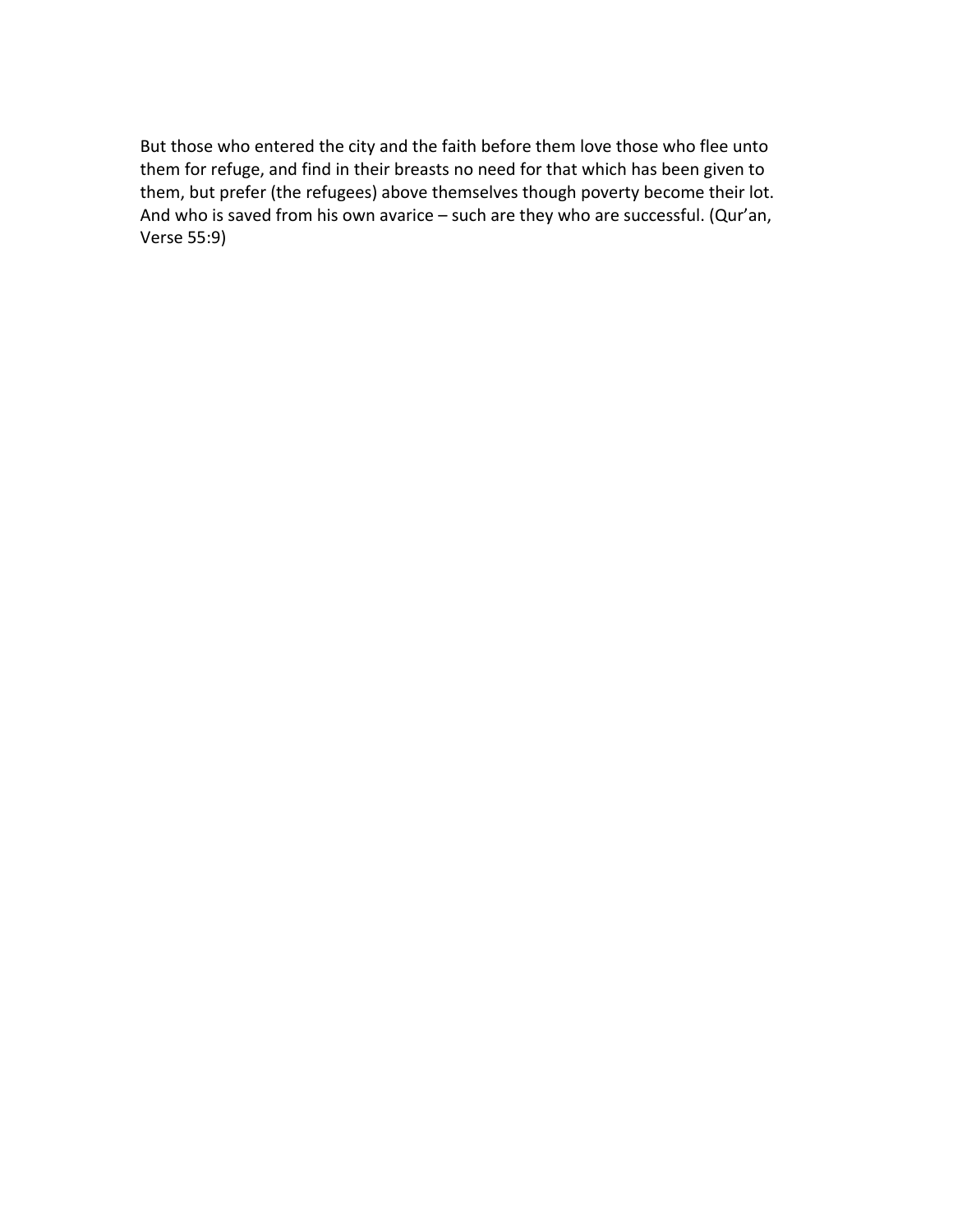But those who entered the city and the faith before them love those who flee unto them for refuge, and find in their breasts no need for that which has been given to them, but prefer (the refugees) above themselves though poverty become their lot. And who is saved from his own avarice – such are they who are successful. (Qur'an, Verse 55:9)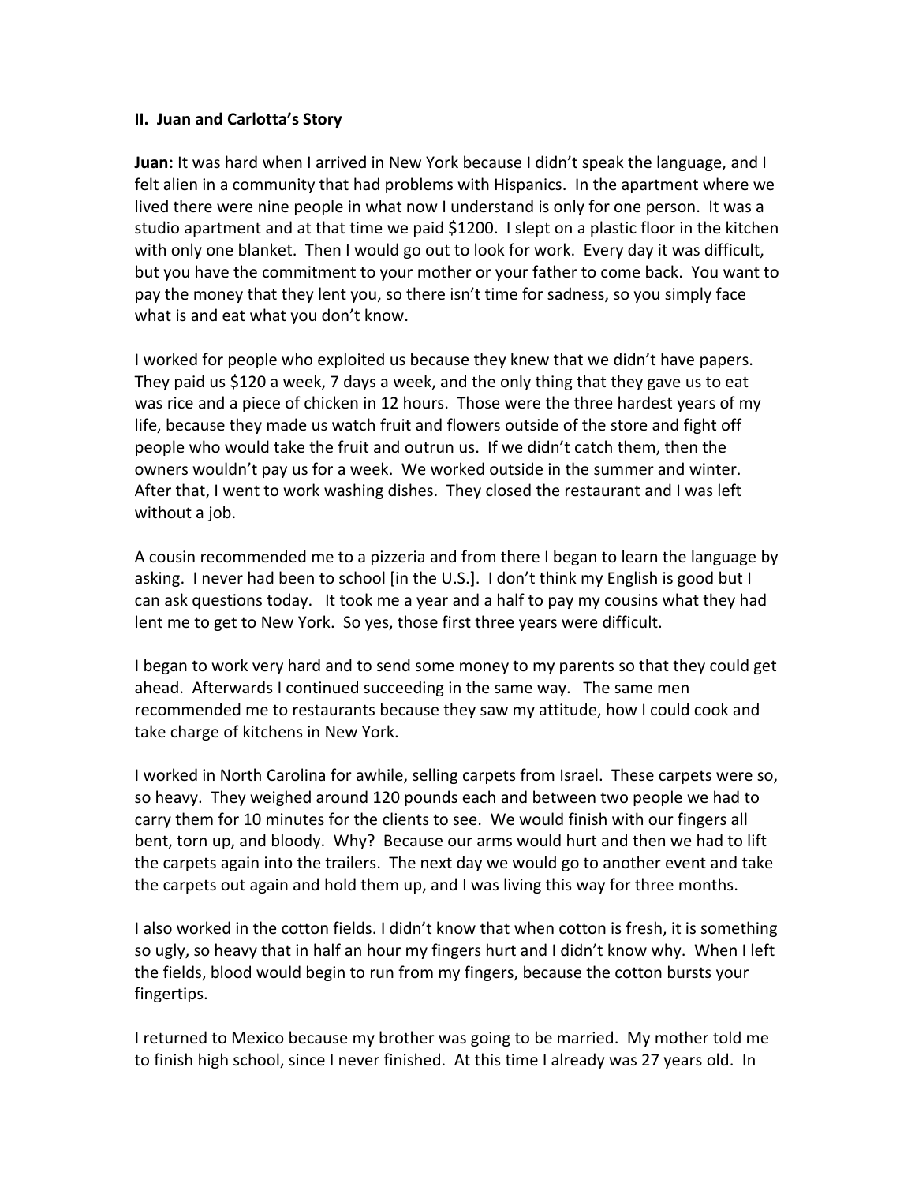## II. Juan and Carlotta's Story

**Juan:** It was hard when I arrived in New York because I didn't speak the language, and I felt alien in a community that had problems with Hispanics. In the apartment where we lived there were nine people in what now I understand is only for one person. It was a studio apartment and at that time we paid $1200. I slept on a plastic floor in the kitchen with only one blanket. Then I would go out to look for work. Every day it was difficult, but you have the commitment to your mother or your father to come back. You want to pay the money that they lent you, so there isn't time for sadness, so you simply face what is and eat what you don't know.

I worked for people who exploited us because they knew that we didn't have papers. They paid us $120 a week, 7 days a week, and the only thing that they gave us to eat was rice and a piece of chicken in 12 hours. Those were the three hardest years of my life, because they made us watch fruit and flowers outside of the store and fight off people who would take the fruit and outrun us. If we didn't catch them, then the owners wouldn't pay us for a week. We worked outside in the summer and winter. After that, I went to work washing dishes. They closed the restaurant and I was left without a job.

A cousin recommended me to a pizzeria and from there I began to learn the language by asking. I never had been to school [in the U.S.]. I don't think my English is good but I can ask questions today. It took me a year and a half to pay my cousins what they had lent me to get to New York. So yes, those first three years were difficult.

I began to work very hard and to send some money to my parents so that they could get ahead. Afterwards I continued succeeding in the same way. The same men recommended me to restaurants because they saw my attitude, how I could cook and take charge of kitchens in New York.

I worked in North Carolina for awhile, selling carpets from Israel. These carpets were so, so heavy. They weighed around 120 pounds each and between two people we had to carry them for 10 minutes for the clients to see. We would finish with our fingers all bent, torn up, and bloody. Why? Because our arms would hurt and then we had to lift the carpets again into the trailers. The next day we would go to another event and take the carpets out again and hold them up, and I was living this way for three months.

I also worked in the cotton fields. I didn't know that when cotton is fresh, it is something so ugly, so heavy that in half an hour my fingers hurt and I didn't know why. When I left the fields, blood would begin to run from my fingers, because the cotton bursts your fingertips.

I returned to Mexico because my brother was going to be married. My mother told me to finish high school, since I never finished. At this time I already was 27 years old. In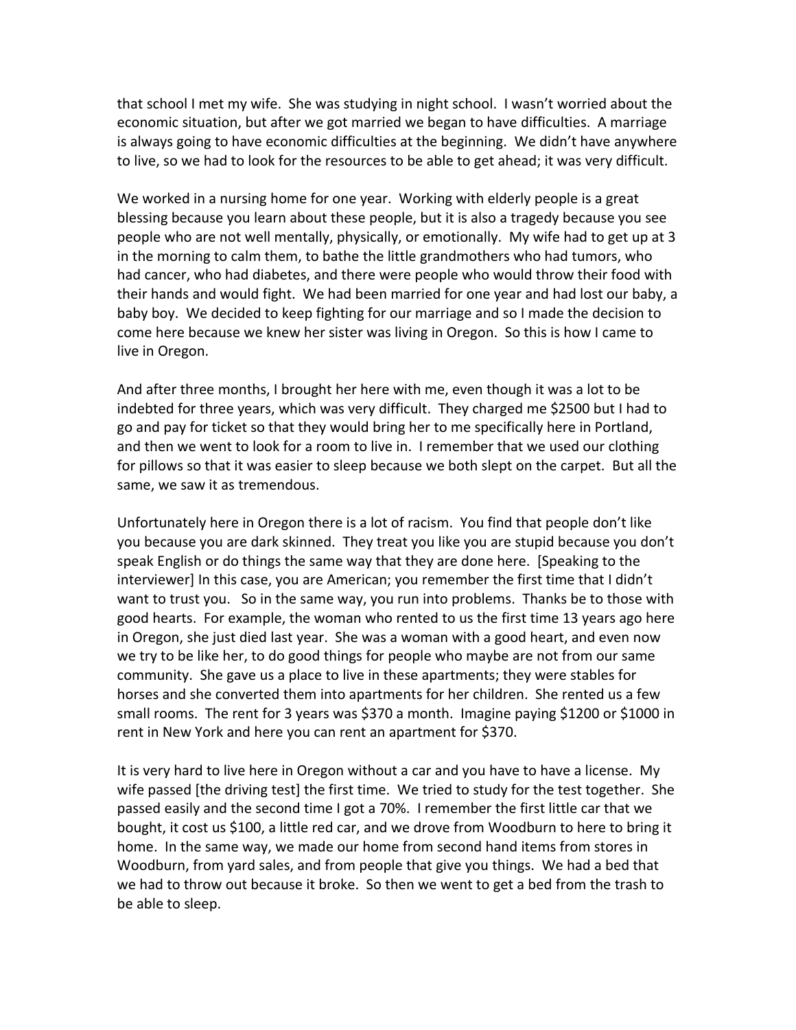that school I met my wife. She was studying in night school. I wasn't worried about the economic situation, but after we got married we began to have difficulties. A marriage is always going to have economic difficulties at the beginning. We didn't have anywhere to live, so we had to look for the resources to be able to get ahead; it was very difficult.

We worked in a nursing home for one year. Working with elderly people is a great blessing because you learn about these people, but it is also a tragedy because you see people who are not well mentally, physically, or emotionally. My wife had to get up at 3 in the morning to calm them, to bathe the little grandmothers who had tumors, who had cancer, who had diabetes, and there were people who would throw their food with their hands and would fight. We had been married for one year and had lost our baby, a baby boy. We decided to keep fighting for our marriage and so I made the decision to come here because we knew her sister was living in Oregon. So this is how I came to live in Oregon.

And after three months, I brought her here with me, even though it was a lot to be indebted for three years, which was very difficult. They charged me $2500 but I had to go and pay for ticket so that they would bring her to me specifically here in Portland, and then we went to look for a room to live in. I remember that we used our clothing for pillows so that it was easier to sleep because we both slept on the carpet. But all the same, we saw it as tremendous.

Unfortunately here in Oregon there is a lot of racism. You find that people don't like you because you are dark skinned. They treat you like you are stupid because you don't speak English or do things the same way that they are done here. [Speaking to the interviewer] In this case, you are American; you remember the first time that I didn't want to trust you. So in the same way, you run into problems. Thanks be to those with good hearts. For example, the woman who rented to us the first time 13 years ago here in Oregon, she just died last year. She was a woman with a good heart, and even now we try to be like her, to do good things for people who maybe are not from our same community. She gave us a place to live in these apartments; they were stables for horses and she converted them into apartments for her children. She rented us a few small rooms. The rent for 3 years was $370 a month. Imagine paying $1200 or $1000 in rent in New York and here you can rent an apartment for $370.

It is very hard to live here in Oregon without a car and you have to have a license. My wife passed [the driving test] the first time. We tried to study for the test together. She passed easily and the second time I got a 70%. I remember the first little car that we bought, it cost us $100, a little red car, and we drove from Woodburn to here to bring it home. In the same way, we made our home from second hand items from stores in Woodburn, from yard sales, and from people that give you things. We had a bed that we had to throw out because it broke. So then we went to get a bed from the trash to be able to sleep.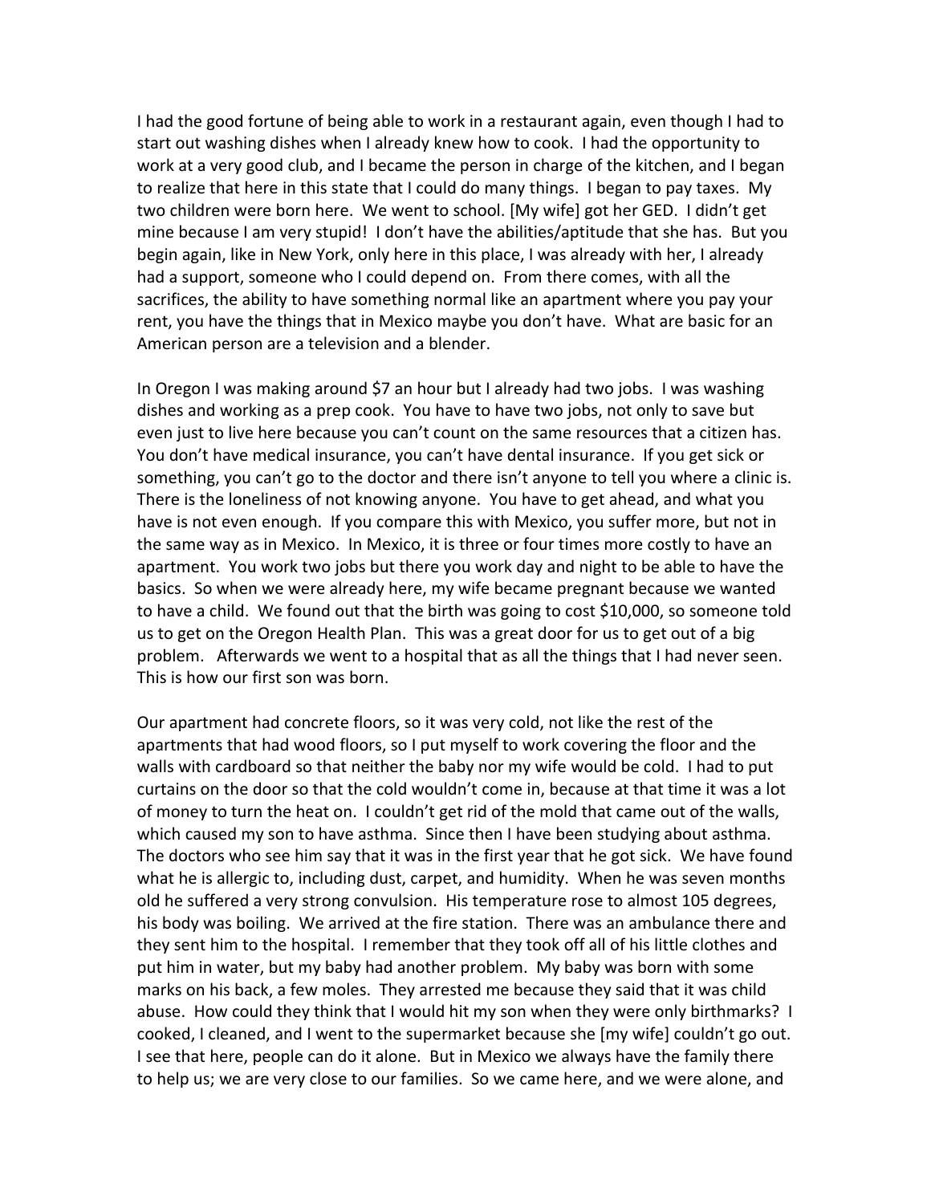I had the good fortune of being able to work in a restaurant again, even though I had to start out washing dishes when I already knew how to cook. I had the opportunity to work at a very good club, and I became the person in charge of the kitchen, and I began to realize that here in this state that I could do many things. I began to pay taxes. My two children were born here. We went to school. [My wife] got her GED. I didn't get mine because I am very stupid! I don't have the abilities/aptitude that she has. But you begin again, like in New York, only here in this place, I was already with her, I already had a support, someone who I could depend on. From there comes, with all the sacrifices, the ability to have something normal like an apartment where you pay your rent, you have the things that in Mexico maybe you don't have. What are basic for an American person are a television and a blender.

In Oregon I was making around $7 an hour but I already had two jobs. I was washing dishes and working as a prep cook. You have to have two jobs, not only to save but even just to live here because you can't count on the same resources that a citizen has. You don't have medical insurance, you can't have dental insurance. If you get sick or something, you can't go to the doctor and there isn't anyone to tell you where a clinic is. There is the loneliness of not knowing anyone. You have to get ahead, and what you have is not even enough. If you compare this with Mexico, you suffer more, but not in the same way as in Mexico. In Mexico, it is three or four times more costly to have an apartment. You work two jobs but there you work day and night to be able to have the basics. So when we were already here, my wife became pregnant because we wanted to have a child. We found out that the birth was going to cost $10,000, so someone told us to get on the Oregon Health Plan. This was a great door for us to get out of a big problem. Afterwards we went to a hospital that as all the things that I had never seen. This is how our first son was born.

Our apartment had concrete floors, so it was very cold, not like the rest of the apartments that had wood floors, so I put myself to work covering the floor and the walls with cardboard so that neither the baby nor my wife would be cold. I had to put curtains on the door so that the cold wouldn't come in, because at that time it was a lot of money to turn the heat on. I couldn't get rid of the mold that came out of the walls, which caused my son to have asthma. Since then I have been studying about asthma. The doctors who see him say that it was in the first year that he got sick. We have found what he is allergic to, including dust, carpet, and humidity. When he was seven months old he suffered a very strong convulsion. His temperature rose to almost 105 degrees, his body was boiling. We arrived at the fire station. There was an ambulance there and they sent him to the hospital. I remember that they took off all of his little clothes and put him in water, but my baby had another problem. My baby was born with some marks on his back, a few moles. They arrested me because they said that it was child abuse. How could they think that I would hit my son when they were only birthmarks? I cooked, I cleaned, and I went to the supermarket because she [my wife] couldn't go out. I see that here, people can do it alone. But in Mexico we always have the family there to help us; we are very close to our families. So we came here, and we were alone, and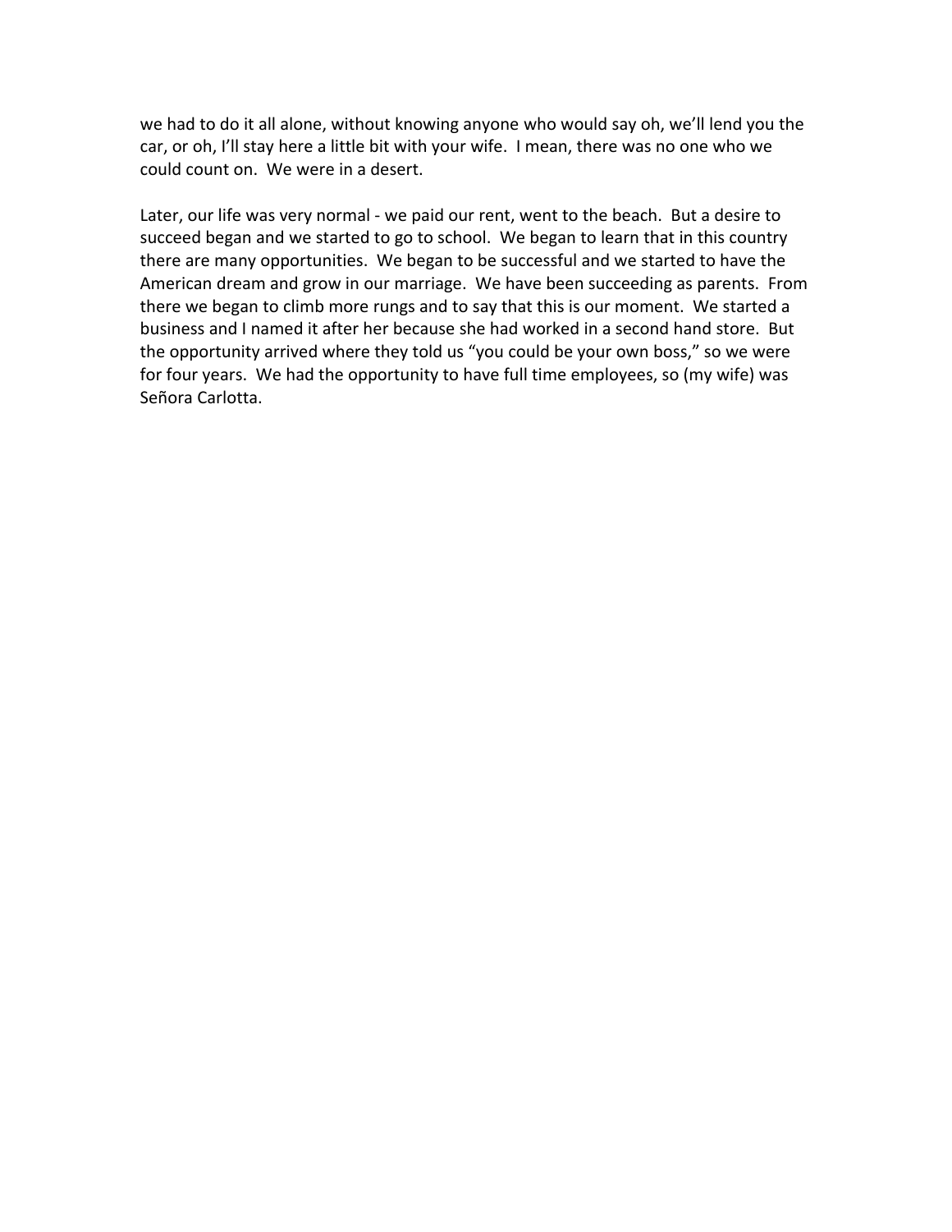we had to do it all alone, without knowing anyone who would say oh, we'll lend you the car, or oh, I'll stay here a little bit with your wife. I mean, there was no one who we could count on. We were in a desert.

Later, our life was very normal - we paid our rent, went to the beach. But a desire to succeed began and we started to go to school. We began to learn that in this country there are many opportunities. We began to be successful and we started to have the American dream and grow in our marriage. We have been succeeding as parents. From there we began to climb more rungs and to say that this is our moment. We started a business and I named it after her because she had worked in a second hand store. But the opportunity arrived where they told us "you could be your own boss," so we were for four years. We had the opportunity to have full time employees, so (my wife) was Señora Carlotta.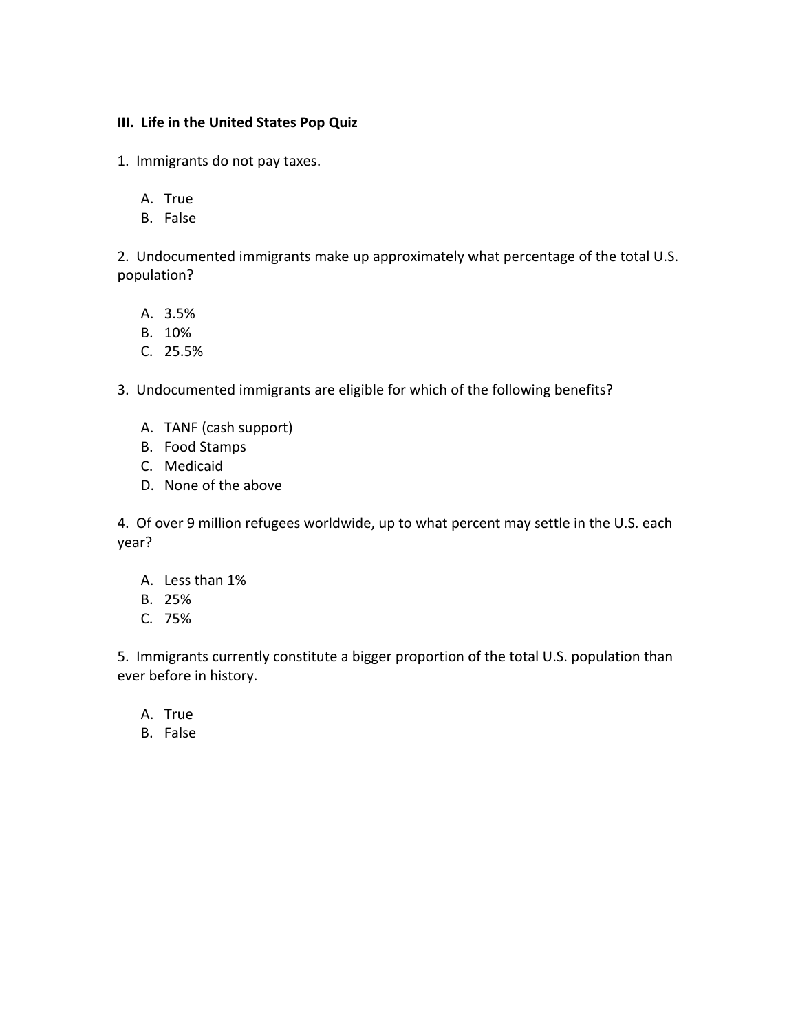### III. Life in the United States Pop Quiz

1. Immigrants do not pay taxes.

   A. True
   B. False

2. Undocumented immigrants make up approximately what percentage of the total U.S. population?

   A. 3.5%
   B. 10%
   C. 25.5%

3. Undocumented immigrants are eligible for which of the following benefits?

   A. TANF (cash support)
   B. Food Stamps
   C. Medicaid
   D. None of the above

4. Of over 9 million refugees worldwide, up to what percent may settle in the U.S. each year?

   A. Less than 1%
   B. 25%
   C. 75%

5. Immigrants currently constitute a bigger proportion of the total U.S. population than ever before in history.

   A. True
   B. False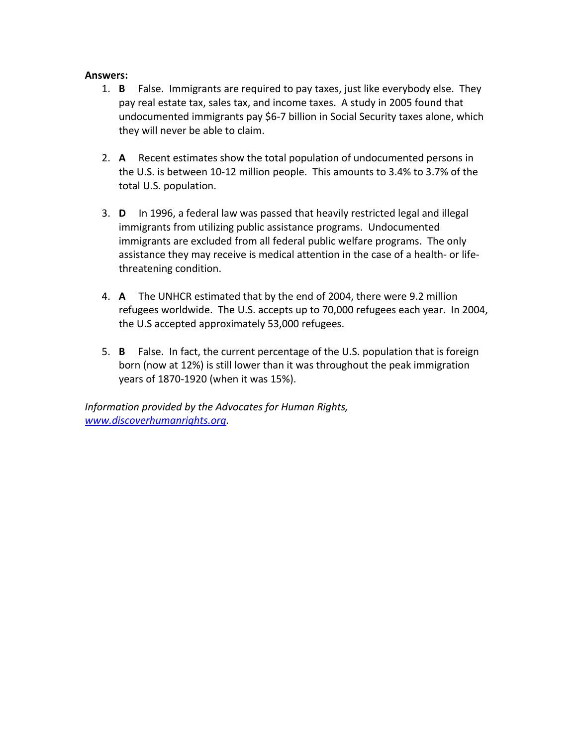**Answers:**

1. **B** False. Immigrants are required to pay taxes, just like everybody else. They pay real estate tax, sales tax, and income taxes. A study in 2005 found that undocumented immigrants pay $6-7 billion in Social Security taxes alone, which they will never be able to claim.

2. **A** Recent estimates show the total population of undocumented persons in the U.S. is between 10-12 million people. This amounts to 3.4% to 3.7% of the total U.S. population.

3. **D** In 1996, a federal law was passed that heavily restricted legal and illegal immigrants from utilizing public assistance programs. Undocumented immigrants are excluded from all federal public welfare programs. The only assistance they may receive is medical attention in the case of a health- or life-threatening condition.

4. **A** The UNHCR estimated that by the end of 2004, there were 9.2 million refugees worldwide. The U.S. accepts up to 70,000 refugees each year. In 2004, the U.S accepted approximately 53,000 refugees.

5. **B** False. In fact, the current percentage of the U.S. population that is foreign born (now at 12%) is still lower than it was throughout the peak immigration years of 1870-1920 (when it was 15%).

*Information provided by the Advocates for Human Rights, [www.discoverhumanrights.org](http://www.discoverhumanrights.org).*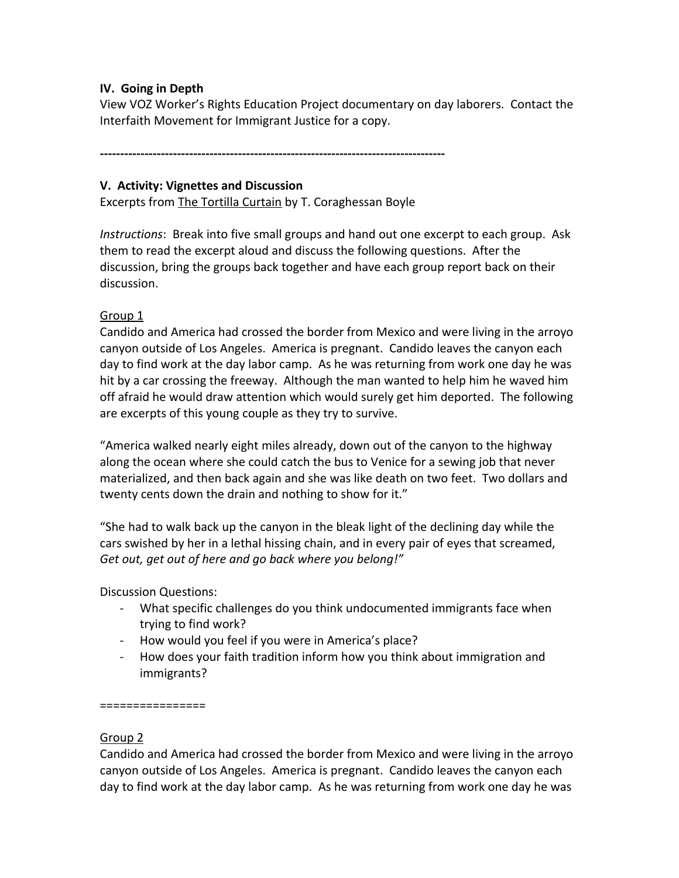**IV. Going in Depth**

View VOZ Worker's Rights Education Project documentary on day laborers. Contact the Interfaith Movement for Immigrant Justice for a copy.

------------------------------------------------------------------------------------

**V. Activity: Vignettes and Discussion**

Excerpts from The Tortilla Curtain by T. Coraghessan Boyle

*Instructions*: Break into five small groups and hand out one excerpt to each group. Ask them to read the excerpt aloud and discuss the following questions. After the discussion, bring the groups back together and have each group report back on their discussion.

Group 1

Candido and America had crossed the border from Mexico and were living in the arroyo canyon outside of Los Angeles. America is pregnant. Candido leaves the canyon each day to find work at the day labor camp. As he was returning from work one day he was hit by a car crossing the freeway. Although the man wanted to help him he waved him off afraid he would draw attention which would surely get him deported. The following are excerpts of this young couple as they try to survive.

"America walked nearly eight miles already, down out of the canyon to the highway along the ocean where she could catch the bus to Venice for a sewing job that never materialized, and then back again and she was like death on two feet. Two dollars and twenty cents down the drain and nothing to show for it."

"She had to walk back up the canyon in the bleak light of the declining day while the cars swished by her in a lethal hissing chain, and in every pair of eyes that screamed, *Get out, get out of here and go back where you belong!"*

Discussion Questions:

- What specific challenges do you think undocumented immigrants face when trying to find work?
- How would you feel if you were in America's place?
- How does your faith tradition inform how you think about immigration and immigrants?

================

Group 2

Candido and America had crossed the border from Mexico and were living in the arroyo canyon outside of Los Angeles. America is pregnant. Candido leaves the canyon each day to find work at the day labor camp. As he was returning from work one day he was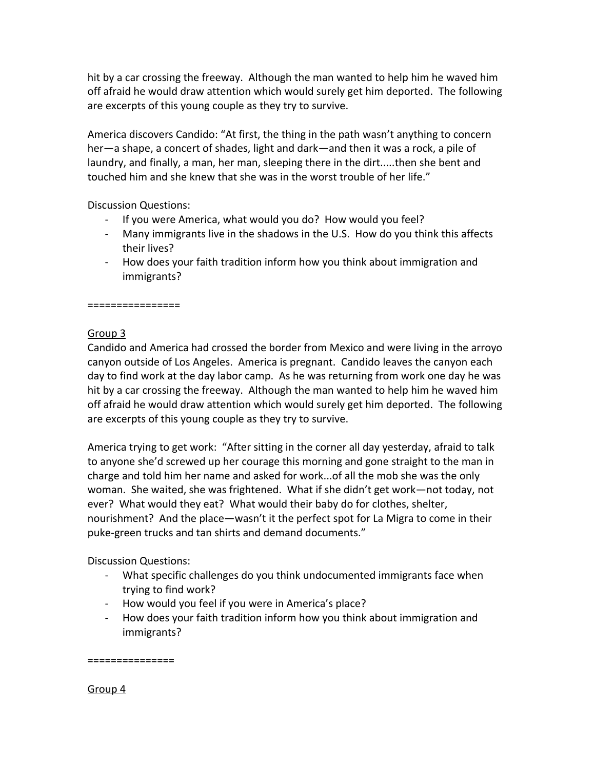hit by a car crossing the freeway. Although the man wanted to help him he waved him off afraid he would draw attention which would surely get him deported. The following are excerpts of this young couple as they try to survive.

America discovers Candido: "At first, the thing in the path wasn't anything to concern her—a shape, a concert of shades, light and dark—and then it was a rock, a pile of laundry, and finally, a man, her man, sleeping there in the dirt.....then she bent and touched him and she knew that she was in the worst trouble of her life."

Discussion Questions:

- If you were America, what would you do? How would you feel?
- Many immigrants live in the shadows in the U.S. How do you think this affects their lives?
- How does your faith tradition inform how you think about immigration and immigrants?

================

<u>Group 3</u>

Candido and America had crossed the border from Mexico and were living in the arroyo canyon outside of Los Angeles. America is pregnant. Candido leaves the canyon each day to find work at the day labor camp. As he was returning from work one day he was hit by a car crossing the freeway. Although the man wanted to help him he waved him off afraid he would draw attention which would surely get him deported. The following are excerpts of this young couple as they try to survive.

America trying to get work: "After sitting in the corner all day yesterday, afraid to talk to anyone she'd screwed up her courage this morning and gone straight to the man in charge and told him her name and asked for work...of all the mob she was the only woman. She waited, she was frightened. What if she didn't get work—not today, not ever? What would they eat? What would their baby do for clothes, shelter, nourishment? And the place—wasn't it the perfect spot for La Migra to come in their puke-green trucks and tan shirts and demand documents."

Discussion Questions:

- What specific challenges do you think undocumented immigrants face when trying to find work?
- How would you feel if you were in America's place?
- How does your faith tradition inform how you think about immigration and immigrants?

===============

<u>Group 4</u>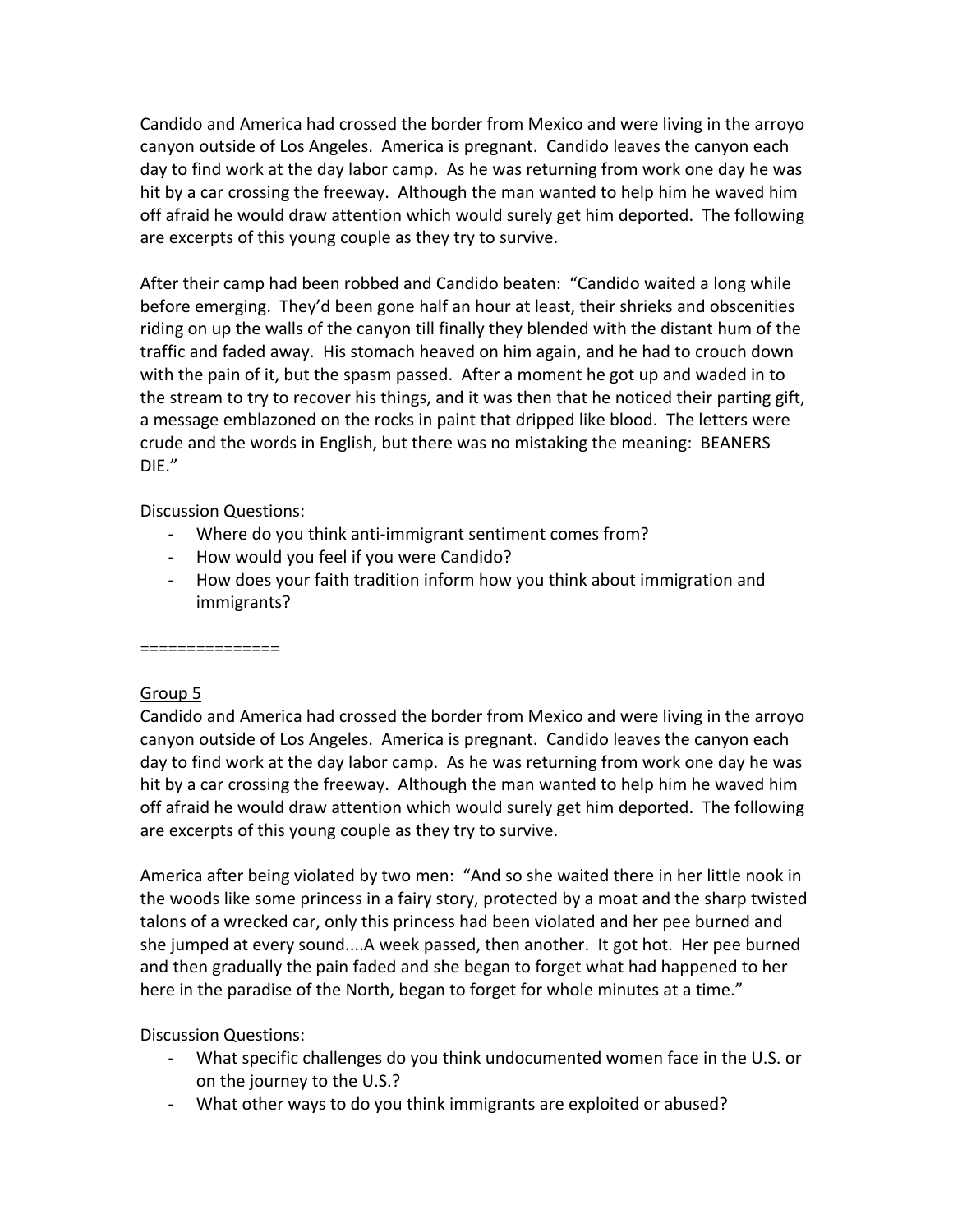Candido and America had crossed the border from Mexico and were living in the arroyo canyon outside of Los Angeles. America is pregnant. Candido leaves the canyon each day to find work at the day labor camp. As he was returning from work one day he was hit by a car crossing the freeway. Although the man wanted to help him he waved him off afraid he would draw attention which would surely get him deported. The following are excerpts of this young couple as they try to survive.

After their camp had been robbed and Candido beaten: "Candido waited a long while before emerging. They'd been gone half an hour at least, their shrieks and obscenities riding on up the walls of the canyon till finally they blended with the distant hum of the traffic and faded away. His stomach heaved on him again, and he had to crouch down with the pain of it, but the spasm passed. After a moment he got up and waded in to the stream to try to recover his things, and it was then that he noticed their parting gift, a message emblazoned on the rocks in paint that dripped like blood. The letters were crude and the words in English, but there was no mistaking the meaning: BEANERS DIE."

Discussion Questions:

- Where do you think anti-immigrant sentiment comes from?
- How would you feel if you were Candido?
- How does your faith tradition inform how you think about immigration and immigrants?

===============

<u>Group 5</u>

Candido and America had crossed the border from Mexico and were living in the arroyo canyon outside of Los Angeles. America is pregnant. Candido leaves the canyon each day to find work at the day labor camp. As he was returning from work one day he was hit by a car crossing the freeway. Although the man wanted to help him he waved him off afraid he would draw attention which would surely get him deported. The following are excerpts of this young couple as they try to survive.

America after being violated by two men: "And so she waited there in her little nook in the woods like some princess in a fairy story, protected by a moat and the sharp twisted talons of a wrecked car, only this princess had been violated and her pee burned and she jumped at every sound....A week passed, then another. It got hot. Her pee burned and then gradually the pain faded and she began to forget what had happened to her here in the paradise of the North, began to forget for whole minutes at a time."

Discussion Questions:

- What specific challenges do you think undocumented women face in the U.S. or on the journey to the U.S.?
- What other ways to do you think immigrants are exploited or abused?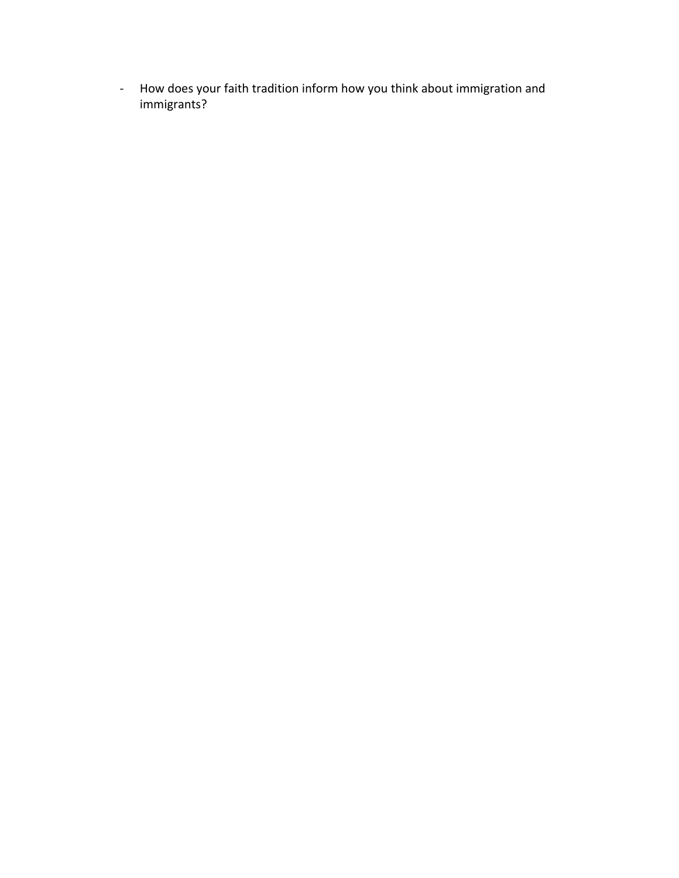- How does your faith tradition inform how you think about immigration and immigrants?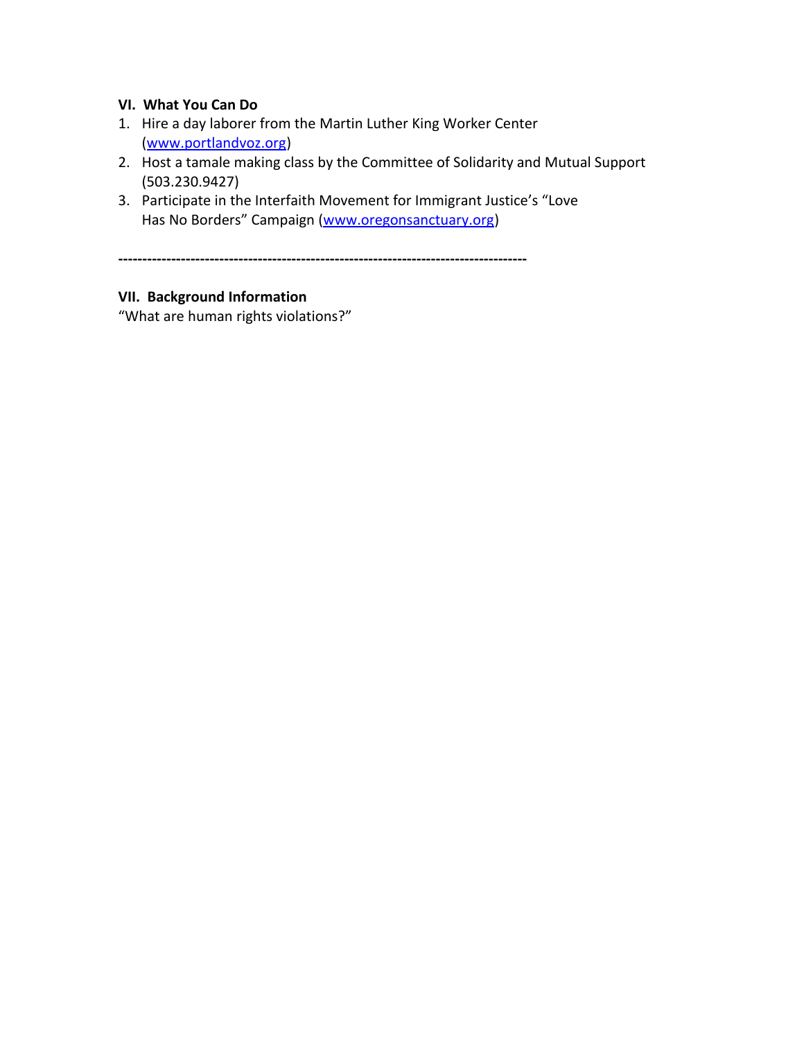### VI. What You Can Do

1. Hire a day laborer from the Martin Luther King Worker Center (www.portlandvoz.org)
2. Host a tamale making class by the Committee of Solidarity and Mutual Support (503.230.9427)
3. Participate in the Interfaith Movement for Immigrant Justice's "Love Has No Borders" Campaign (www.oregonsanctuary.org)

---

### VII. Background Information

"What are human rights violations?"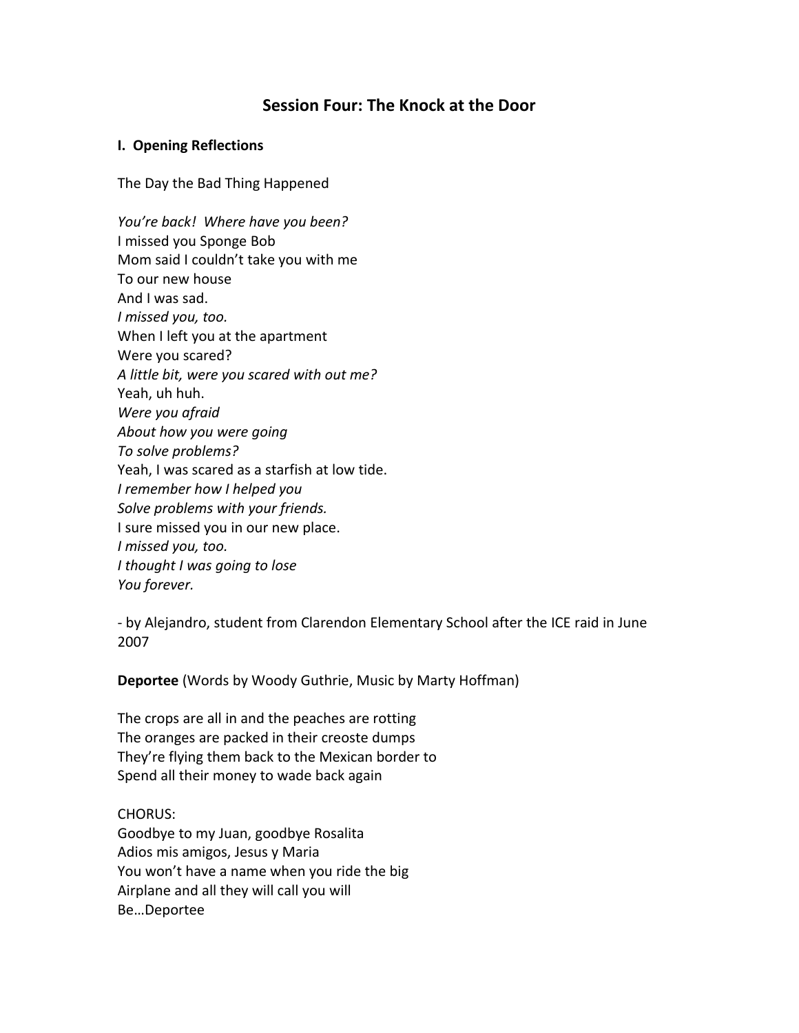## Session Four: The Knock at the Door

### I. Opening Reflections

The Day the Bad Thing Happened

*You're back! Where have you been?*  
I missed you Sponge Bob  
Mom said I couldn't take you with me  
To our new house  
And I was sad.  
*I missed you, too.*  
When I left you at the apartment  
Were you scared?  
*A little bit, were you scared with out me?*  
Yeah, uh huh.  
*Were you afraid*  
*About how you were going*  
*To solve problems?*  
Yeah, I was scared as a starfish at low tide.  
*I remember how I helped you*  
*Solve problems with your friends.*  
I sure missed you in our new place.  
*I missed you, too.*  
*I thought I was going to lose*  
*You forever.*

- by Alejandro, student from Clarendon Elementary School after the ICE raid in June 2007

**Deportee** (Words by Woody Guthrie, Music by Marty Hoffman)

The crops are all in and the peaches are rotting  
The oranges are packed in their creoste dumps  
They're flying them back to the Mexican border to  
Spend all their money to wade back again

CHORUS:  
Goodbye to my Juan, goodbye Rosalita  
Adios mis amigos, Jesus y Maria  
You won't have a name when you ride the big  
Airplane and all they will call you will  
Be…Deportee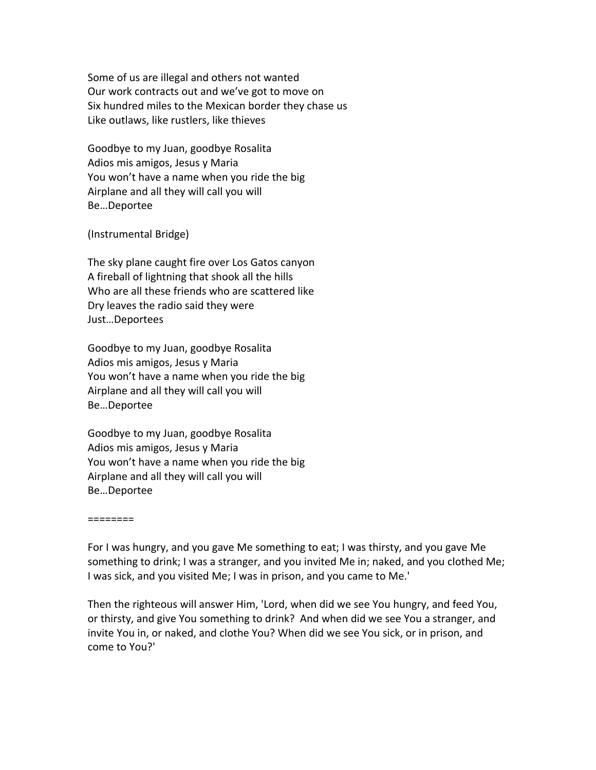Some of us are illegal and others not wanted
Our work contracts out and we've got to move on
Six hundred miles to the Mexican border they chase us
Like outlaws, like rustlers, like thieves

Goodbye to my Juan, goodbye Rosalita
Adios mis amigos, Jesus y Maria
You won't have a name when you ride the big
Airplane and all they will call you will
Be…Deportee

(Instrumental Bridge)

The sky plane caught fire over Los Gatos canyon
A fireball of lightning that shook all the hills
Who are all these friends who are scattered like
Dry leaves the radio said they were
Just…Deportees

Goodbye to my Juan, goodbye Rosalita
Adios mis amigos, Jesus y Maria
You won't have a name when you ride the big
Airplane and all they will call you will
Be…Deportee

Goodbye to my Juan, goodbye Rosalita
Adios mis amigos, Jesus y Maria
You won't have a name when you ride the big
Airplane and all they will call you will
Be…Deportee

========

For I was hungry, and you gave Me something to eat; I was thirsty, and you gave Me something to drink; I was a stranger, and you invited Me in; naked, and you clothed Me; I was sick, and you visited Me; I was in prison, and you came to Me.'

Then the righteous will answer Him, 'Lord, when did we see You hungry, and feed You, or thirsty, and give You something to drink? And when did we see You a stranger, and invite You in, or naked, and clothe You? When did we see You sick, or in prison, and come to You?'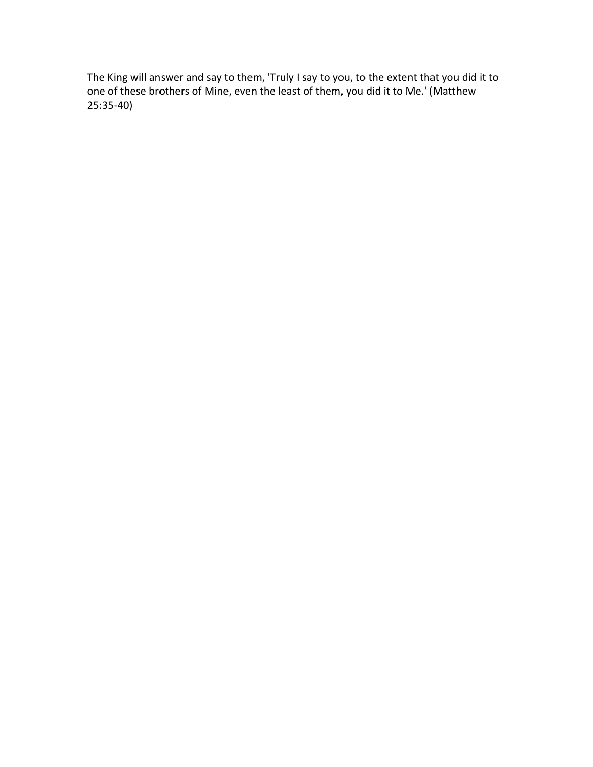The King will answer and say to them, 'Truly I say to you, to the extent that you did it to one of these brothers of Mine, even the least of them, you did it to Me.' (Matthew 25:35-40)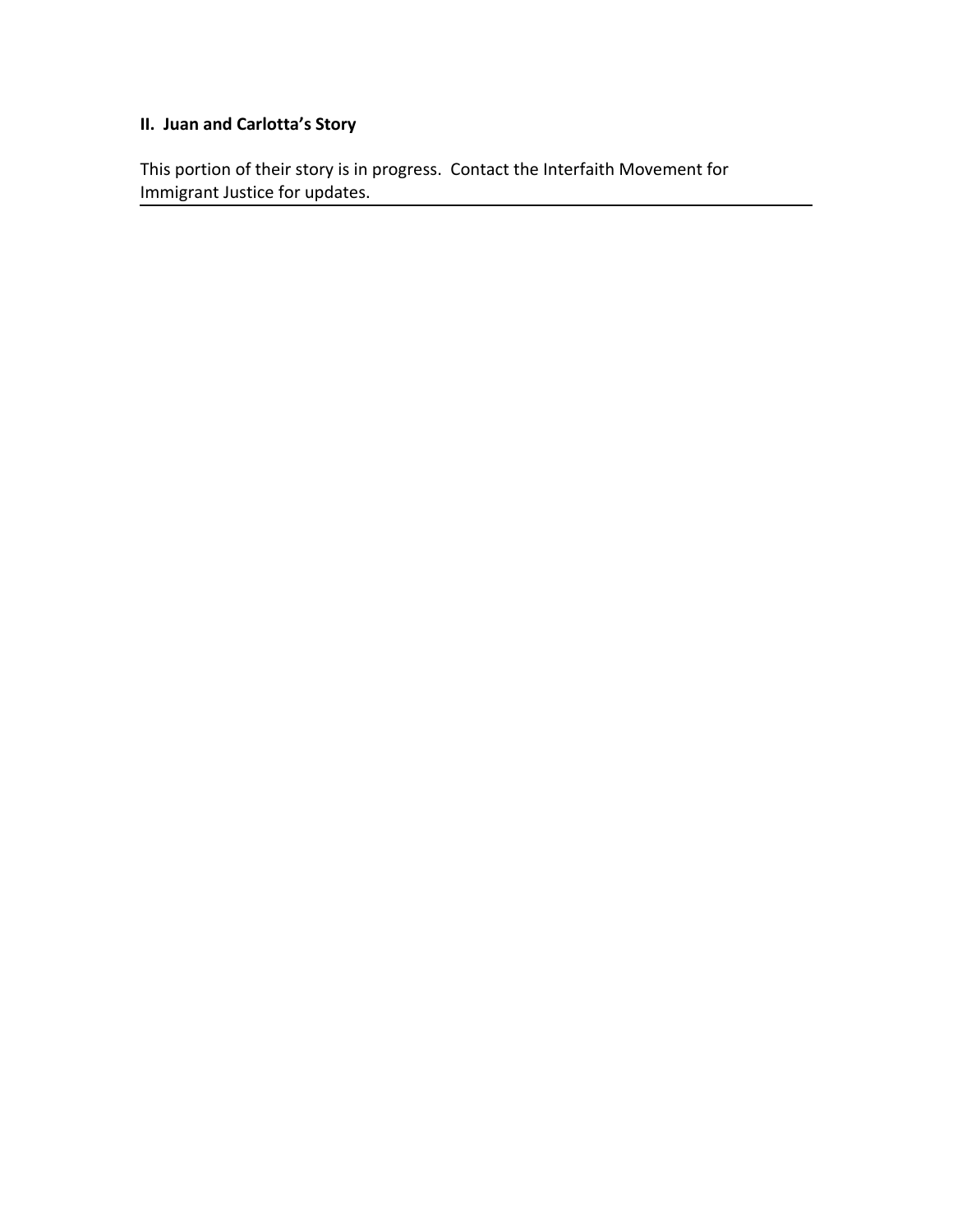## II. Juan and Carlotta's Story

This portion of their story is in progress. Contact the Interfaith Movement for Immigrant Justice for updates.

---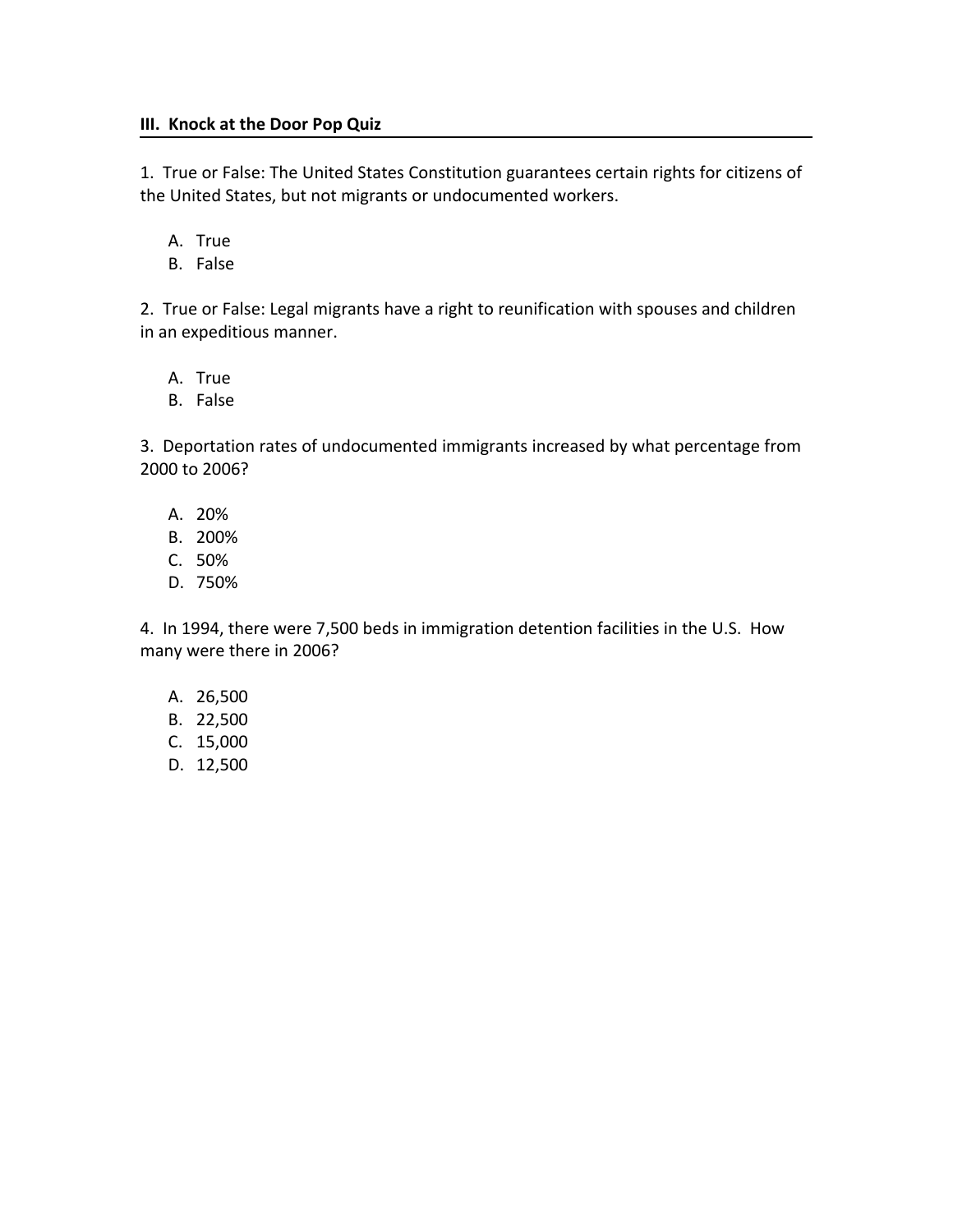### III. Knock at the Door Pop Quiz

1. True or False: The United States Constitution guarantees certain rights for citizens of the United States, but not migrants or undocumented workers.

   A. True
   B. False

2. True or False: Legal migrants have a right to reunification with spouses and children in an expeditious manner.

   A. True
   B. False

3. Deportation rates of undocumented immigrants increased by what percentage from 2000 to 2006?

   A. 20%
   B. 200%
   C. 50%
   D. 750%

4. In 1994, there were 7,500 beds in immigration detention facilities in the U.S. How many were there in 2006?

   A. 26,500
   B. 22,500
   C. 15,000
   D. 12,500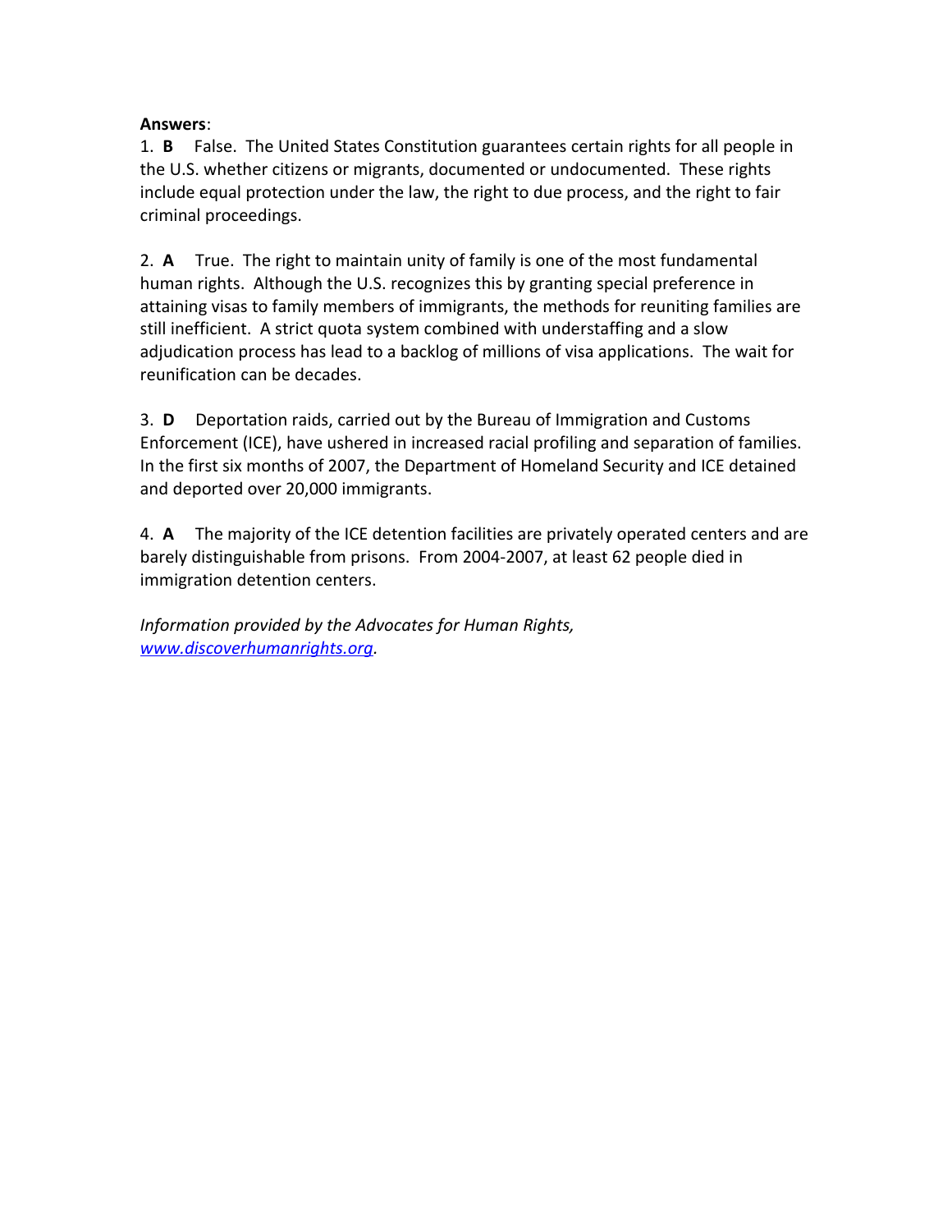**Answers**:

1. **B** False. The United States Constitution guarantees certain rights for all people in the U.S. whether citizens or migrants, documented or undocumented. These rights include equal protection under the law, the right to due process, and the right to fair criminal proceedings.

2. **A** True. The right to maintain unity of family is one of the most fundamental human rights. Although the U.S. recognizes this by granting special preference in attaining visas to family members of immigrants, the methods for reuniting families are still inefficient. A strict quota system combined with understaffing and a slow adjudication process has lead to a backlog of millions of visa applications. The wait for reunification can be decades.

3. **D** Deportation raids, carried out by the Bureau of Immigration and Customs Enforcement (ICE), have ushered in increased racial profiling and separation of families. In the first six months of 2007, the Department of Homeland Security and ICE detained and deported over 20,000 immigrants.

4. **A** The majority of the ICE detention facilities are privately operated centers and are barely distinguishable from prisons. From 2004-2007, at least 62 people died in immigration detention centers.

*Information provided by the Advocates for Human Rights, [www.discoverhumanrights.org](http://www.discoverhumanrights.org).*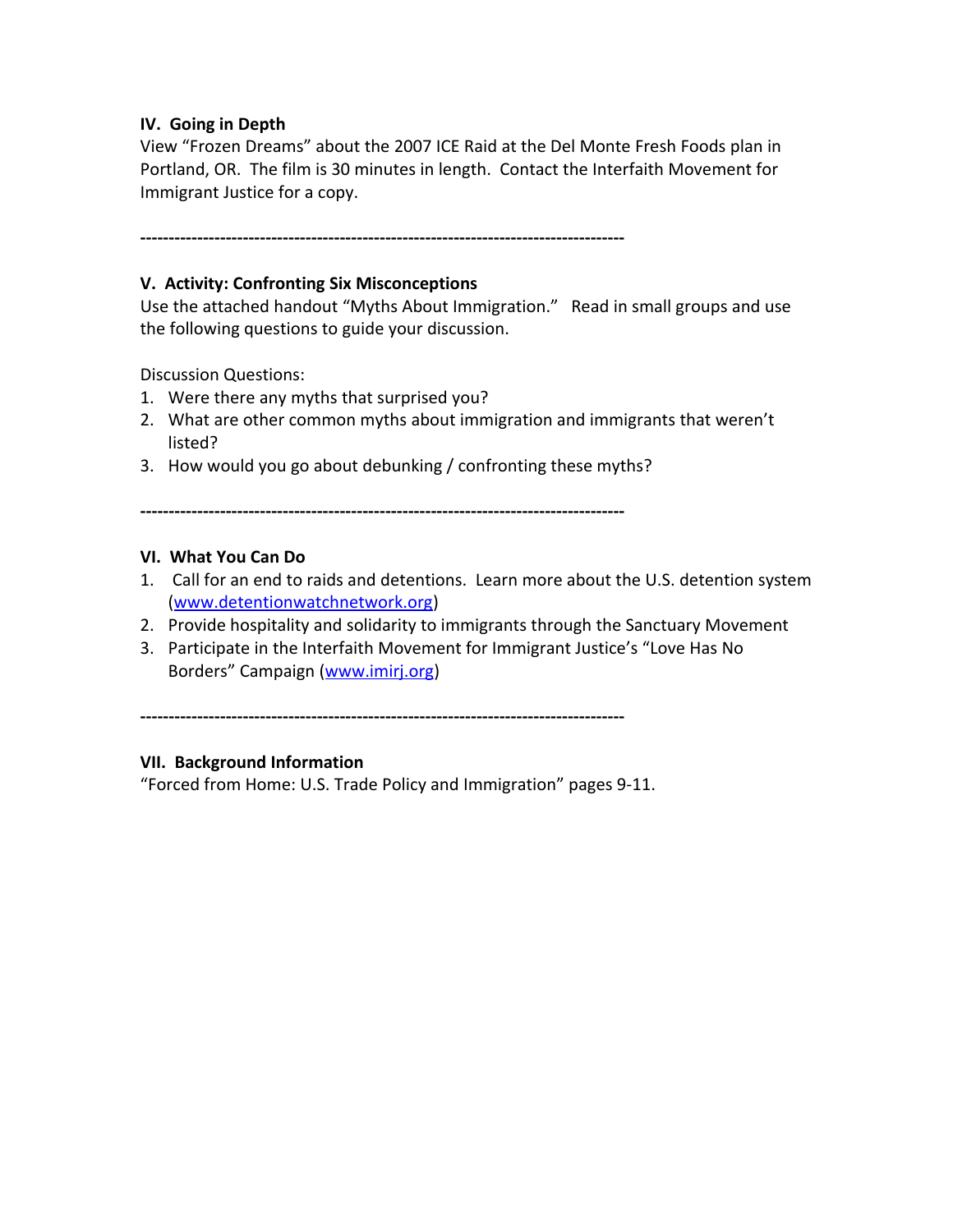**IV. Going in Depth**

View "Frozen Dreams" about the 2007 ICE Raid at the Del Monte Fresh Foods plan in Portland, OR. The film is 30 minutes in length. Contact the Interfaith Movement for Immigrant Justice for a copy.

---

**V. Activity: Confronting Six Misconceptions**

Use the attached handout "Myths About Immigration." Read in small groups and use the following questions to guide your discussion.

Discussion Questions:

1. Were there any myths that surprised you?
2. What are other common myths about immigration and immigrants that weren't listed?
3. How would you go about debunking / confronting these myths?

---

**VI. What You Can Do**

1. Call for an end to raids and detentions. Learn more about the U.S. detention system (www.detentionwatchnetwork.org)
2. Provide hospitality and solidarity to immigrants through the Sanctuary Movement
3. Participate in the Interfaith Movement for Immigrant Justice's "Love Has No Borders" Campaign (www.imirj.org)

---

**VII. Background Information**

"Forced from Home: U.S. Trade Policy and Immigration" pages 9-11.